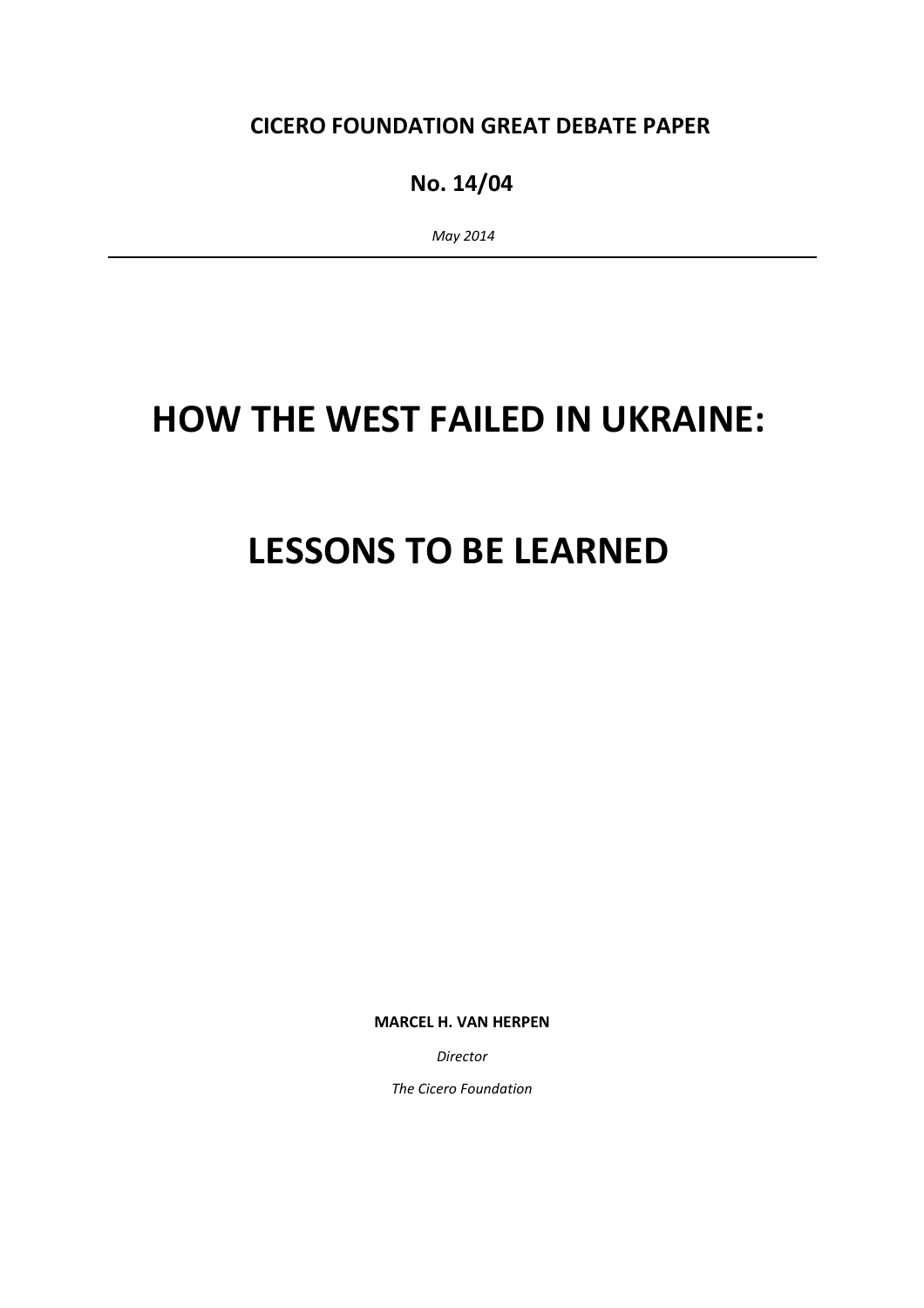**CICERO FOUNDATION GREAT DEBATE PAPER**

**No. 14/04**

*May 2014*

---

# HOW THE WEST FAILED IN UKRAINE:

# LESSONS TO BE LEARNED

**MARCEL H. VAN HERPEN**

*Director*

*The Cicero Foundation*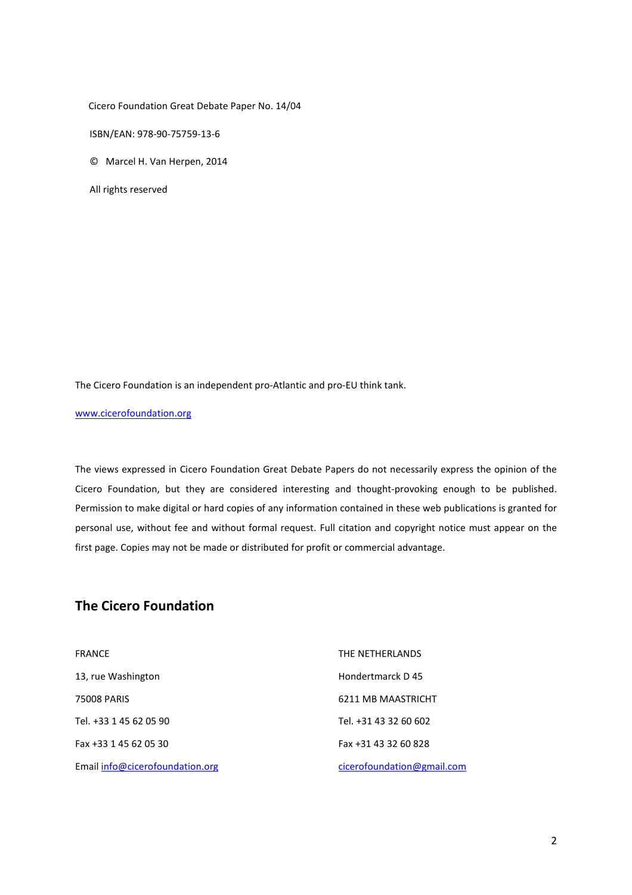Cicero Foundation Great Debate Paper No. 14/04

ISBN/EAN: 978-90-75759-13-6

© Marcel H. Van Herpen, 2014

All rights reserved

The Cicero Foundation is an independent pro-Atlantic and pro-EU think tank.

www.cicerofoundation.org

The views expressed in Cicero Foundation Great Debate Papers do not necessarily express the opinion of the Cicero Foundation, but they are considered interesting and thought-provoking enough to be published. Permission to make digital or hard copies of any information contained in these web publications is granted for personal use, without fee and without formal request. Full citation and copyright notice must appear on the first page. Copies may not be made or distributed for profit or commercial advantage.

## The Cicero Foundation

FRANCE

13, rue Washington

75008 PARIS

Tel. +33 1 45 62 05 90

Fax +33 1 45 62 05 30

Email info@cicerofoundation.org

THE NETHERLANDS

Hondertmarck D 45

6211 MB MAASTRICHT

Tel. +31 43 32 60 602

Fax +31 43 32 60 828

cicerofoundation@gmail.com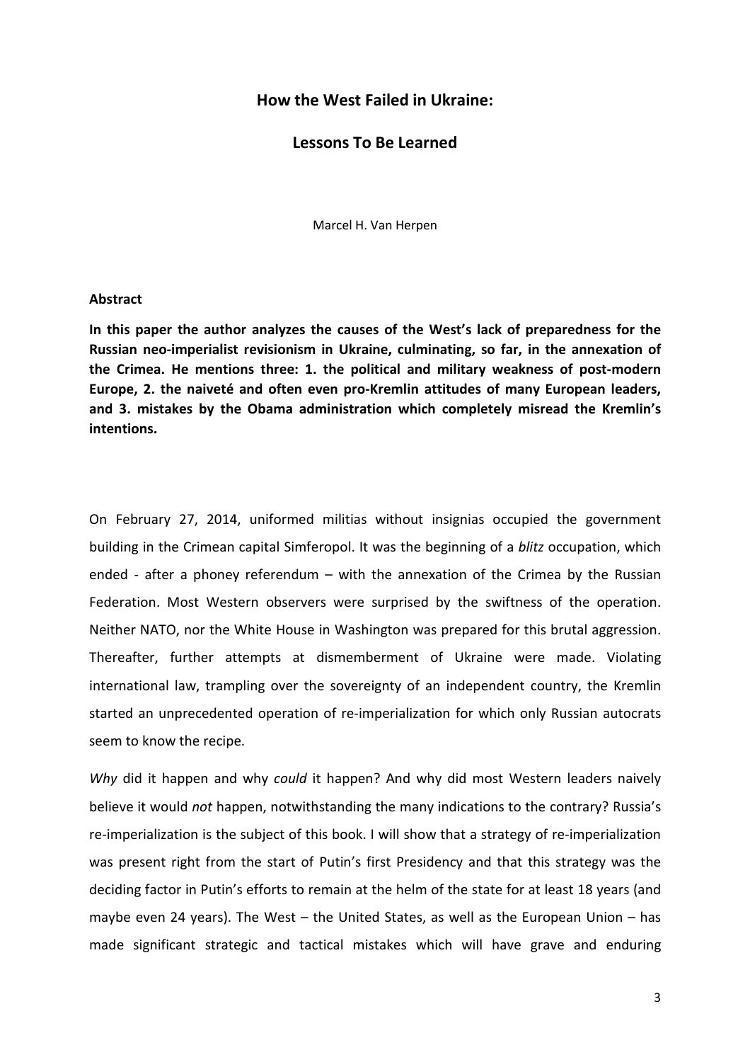# How the West Failed in Ukraine:

## Lessons To Be Learned

Marcel H. Van Herpen

**Abstract**

**In this paper the author analyzes the causes of the West's lack of preparedness for the Russian neo-imperialist revisionism in Ukraine, culminating, so far, in the annexation of the Crimea. He mentions three: 1. the political and military weakness of post-modern Europe, 2. the naiveté and often even pro-Kremlin attitudes of many European leaders, and 3. mistakes by the Obama administration which completely misread the Kremlin's intentions.**

On February 27, 2014, uniformed militias without insignias occupied the government building in the Crimean capital Simferopol. It was the beginning of a *blitz* occupation, which ended - after a phoney referendum – with the annexation of the Crimea by the Russian Federation. Most Western observers were surprised by the swiftness of the operation. Neither NATO, nor the White House in Washington was prepared for this brutal aggression. Thereafter, further attempts at dismemberment of Ukraine were made. Violating international law, trampling over the sovereignty of an independent country, the Kremlin started an unprecedented operation of re-imperialization for which only Russian autocrats seem to know the recipe.

*Why* did it happen and why *could* it happen? And why did most Western leaders naively believe it would *not* happen, notwithstanding the many indications to the contrary? Russia's re-imperialization is the subject of this book. I will show that a strategy of re-imperialization was present right from the start of Putin's first Presidency and that this strategy was the deciding factor in Putin's efforts to remain at the helm of the state for at least 18 years (and maybe even 24 years). The West – the United States, as well as the European Union – has made significant strategic and tactical mistakes which will have grave and enduring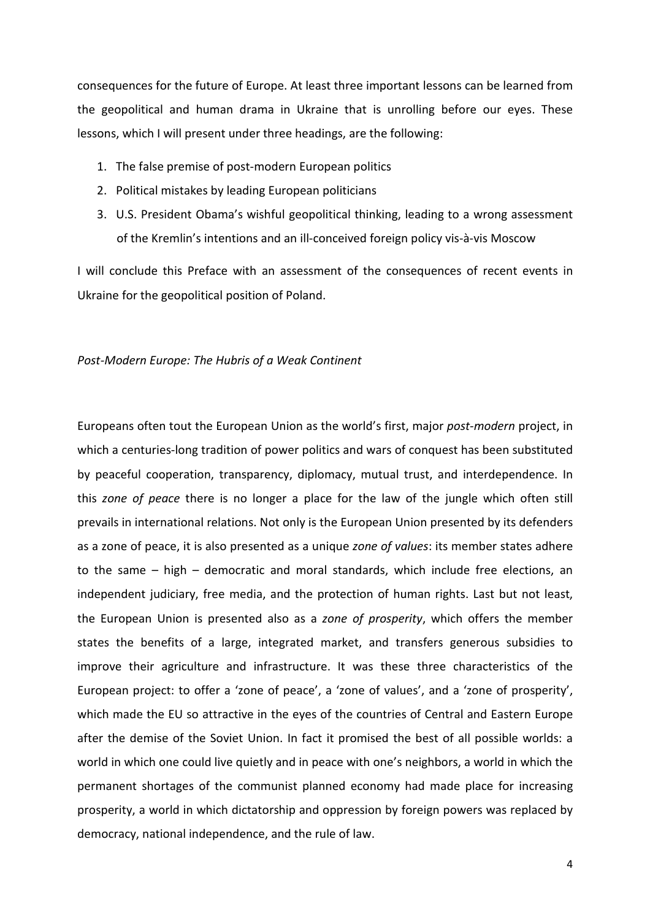consequences for the future of Europe. At least three important lessons can be learned from the geopolitical and human drama in Ukraine that is unrolling before our eyes. These lessons, which I will present under three headings, are the following:

1. The false premise of post-modern European politics
2. Political mistakes by leading European politicians
3. U.S. President Obama's wishful geopolitical thinking, leading to a wrong assessment of the Kremlin's intentions and an ill-conceived foreign policy vis-à-vis Moscow

I will conclude this Preface with an assessment of the consequences of recent events in Ukraine for the geopolitical position of Poland.

*Post-Modern Europe: The Hubris of a Weak Continent*

Europeans often tout the European Union as the world's first, major *post-modern* project, in which a centuries-long tradition of power politics and wars of conquest has been substituted by peaceful cooperation, transparency, diplomacy, mutual trust, and interdependence. In this *zone of peace* there is no longer a place for the law of the jungle which often still prevails in international relations. Not only is the European Union presented by its defenders as a zone of peace, it is also presented as a unique *zone of values*: its member states adhere to the same – high – democratic and moral standards, which include free elections, an independent judiciary, free media, and the protection of human rights. Last but not least, the European Union is presented also as a *zone of prosperity*, which offers the member states the benefits of a large, integrated market, and transfers generous subsidies to improve their agriculture and infrastructure. It was these three characteristics of the European project: to offer a 'zone of peace', a 'zone of values', and a 'zone of prosperity', which made the EU so attractive in the eyes of the countries of Central and Eastern Europe after the demise of the Soviet Union. In fact it promised the best of all possible worlds: a world in which one could live quietly and in peace with one's neighbors, a world in which the permanent shortages of the communist planned economy had made place for increasing prosperity, a world in which dictatorship and oppression by foreign powers was replaced by democracy, national independence, and the rule of law.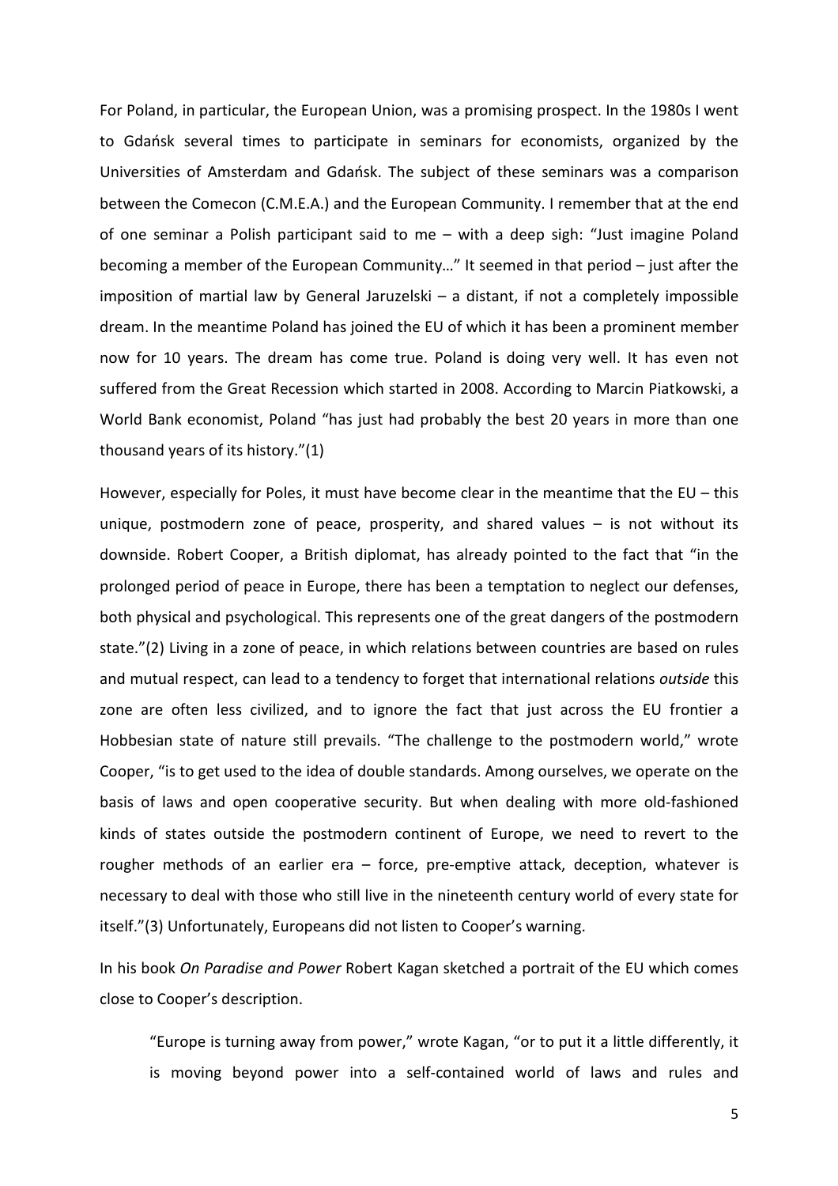For Poland, in particular, the European Union, was a promising prospect. In the 1980s I went to Gdańsk several times to participate in seminars for economists, organized by the Universities of Amsterdam and Gdańsk. The subject of these seminars was a comparison between the Comecon (C.M.E.A.) and the European Community. I remember that at the end of one seminar a Polish participant said to me – with a deep sigh: "Just imagine Poland becoming a member of the European Community…" It seemed in that period – just after the imposition of martial law by General Jaruzelski – a distant, if not a completely impossible dream. In the meantime Poland has joined the EU of which it has been a prominent member now for 10 years. The dream has come true. Poland is doing very well. It has even not suffered from the Great Recession which started in 2008. According to Marcin Piatkowski, a World Bank economist, Poland "has just had probably the best 20 years in more than one thousand years of its history."(1)

However, especially for Poles, it must have become clear in the meantime that the EU – this unique, postmodern zone of peace, prosperity, and shared values – is not without its downside. Robert Cooper, a British diplomat, has already pointed to the fact that "in the prolonged period of peace in Europe, there has been a temptation to neglect our defenses, both physical and psychological. This represents one of the great dangers of the postmodern state."(2) Living in a zone of peace, in which relations between countries are based on rules and mutual respect, can lead to a tendency to forget that international relations *outside* this zone are often less civilized, and to ignore the fact that just across the EU frontier a Hobbesian state of nature still prevails. "The challenge to the postmodern world," wrote Cooper, "is to get used to the idea of double standards. Among ourselves, we operate on the basis of laws and open cooperative security. But when dealing with more old-fashioned kinds of states outside the postmodern continent of Europe, we need to revert to the rougher methods of an earlier era – force, pre-emptive attack, deception, whatever is necessary to deal with those who still live in the nineteenth century world of every state for itself."(3) Unfortunately, Europeans did not listen to Cooper's warning.

In his book *On Paradise and Power* Robert Kagan sketched a portrait of the EU which comes close to Cooper's description.

> "Europe is turning away from power," wrote Kagan, "or to put it a little differently, it is moving beyond power into a self-contained world of laws and rules and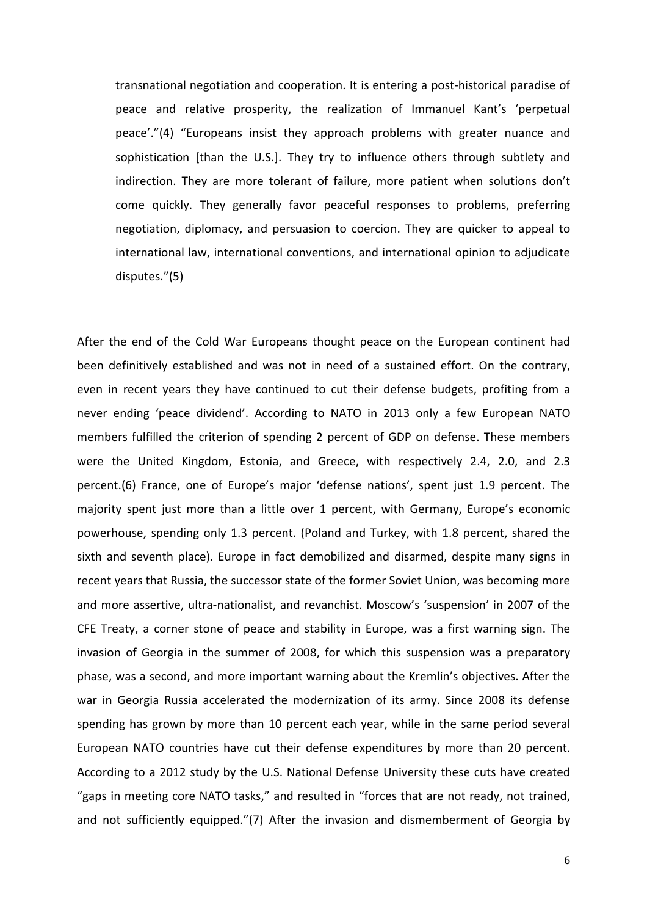> transnational negotiation and cooperation. It is entering a post-historical paradise of peace and relative prosperity, the realization of Immanuel Kant's 'perpetual peace'."(4) "Europeans insist they approach problems with greater nuance and sophistication [than the U.S.]. They try to influence others through subtlety and indirection. They are more tolerant of failure, more patient when solutions don't come quickly. They generally favor peaceful responses to problems, preferring negotiation, diplomacy, and persuasion to coercion. They are quicker to appeal to international law, international conventions, and international opinion to adjudicate disputes."(5)

After the end of the Cold War Europeans thought peace on the European continent had been definitively established and was not in need of a sustained effort. On the contrary, even in recent years they have continued to cut their defense budgets, profiting from a never ending 'peace dividend'. According to NATO in 2013 only a few European NATO members fulfilled the criterion of spending 2 percent of GDP on defense. These members were the United Kingdom, Estonia, and Greece, with respectively 2.4, 2.0, and 2.3 percent.(6) France, one of Europe's major 'defense nations', spent just 1.9 percent. The majority spent just more than a little over 1 percent, with Germany, Europe's economic powerhouse, spending only 1.3 percent. (Poland and Turkey, with 1.8 percent, shared the sixth and seventh place). Europe in fact demobilized and disarmed, despite many signs in recent years that Russia, the successor state of the former Soviet Union, was becoming more and more assertive, ultra-nationalist, and revanchist. Moscow's 'suspension' in 2007 of the CFE Treaty, a corner stone of peace and stability in Europe, was a first warning sign. The invasion of Georgia in the summer of 2008, for which this suspension was a preparatory phase, was a second, and more important warning about the Kremlin's objectives. After the war in Georgia Russia accelerated the modernization of its army. Since 2008 its defense spending has grown by more than 10 percent each year, while in the same period several European NATO countries have cut their defense expenditures by more than 20 percent. According to a 2012 study by the U.S. National Defense University these cuts have created "gaps in meeting core NATO tasks," and resulted in "forces that are not ready, not trained, and not sufficiently equipped."(7) After the invasion and dismemberment of Georgia by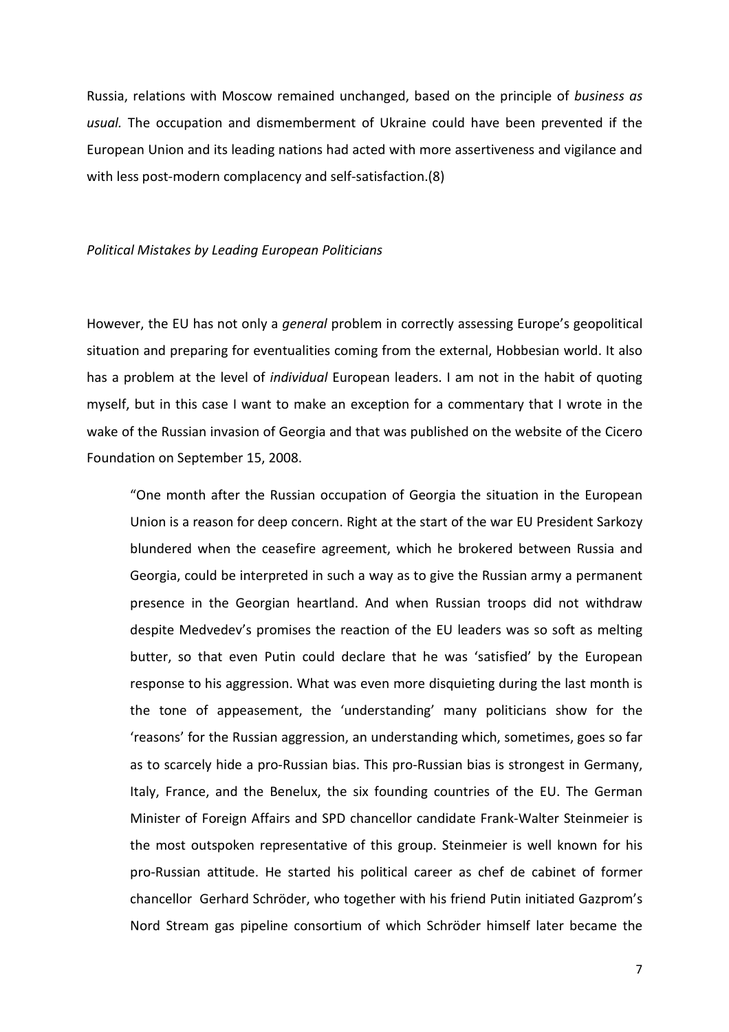Russia, relations with Moscow remained unchanged, based on the principle of *business as usual.* The occupation and dismemberment of Ukraine could have been prevented if the European Union and its leading nations had acted with more assertiveness and vigilance and with less post-modern complacency and self-satisfaction.(8)

### *Political Mistakes by Leading European Politicians*

However, the EU has not only a *general* problem in correctly assessing Europe's geopolitical situation and preparing for eventualities coming from the external, Hobbesian world. It also has a problem at the level of *individual* European leaders. I am not in the habit of quoting myself, but in this case I want to make an exception for a commentary that I wrote in the wake of the Russian invasion of Georgia and that was published on the website of the Cicero Foundation on September 15, 2008.

> "One month after the Russian occupation of Georgia the situation in the European Union is a reason for deep concern. Right at the start of the war EU President Sarkozy blundered when the ceasefire agreement, which he brokered between Russia and Georgia, could be interpreted in such a way as to give the Russian army a permanent presence in the Georgian heartland. And when Russian troops did not withdraw despite Medvedev's promises the reaction of the EU leaders was so soft as melting butter, so that even Putin could declare that he was 'satisfied' by the European response to his aggression. What was even more disquieting during the last month is the tone of appeasement, the 'understanding' many politicians show for the 'reasons' for the Russian aggression, an understanding which, sometimes, goes so far as to scarcely hide a pro-Russian bias. This pro-Russian bias is strongest in Germany, Italy, France, and the Benelux, the six founding countries of the EU. The German Minister of Foreign Affairs and SPD chancellor candidate Frank-Walter Steinmeier is the most outspoken representative of this group. Steinmeier is well known for his pro-Russian attitude. He started his political career as chef de cabinet of former chancellor Gerhard Schröder, who together with his friend Putin initiated Gazprom's Nord Stream gas pipeline consortium of which Schröder himself later became the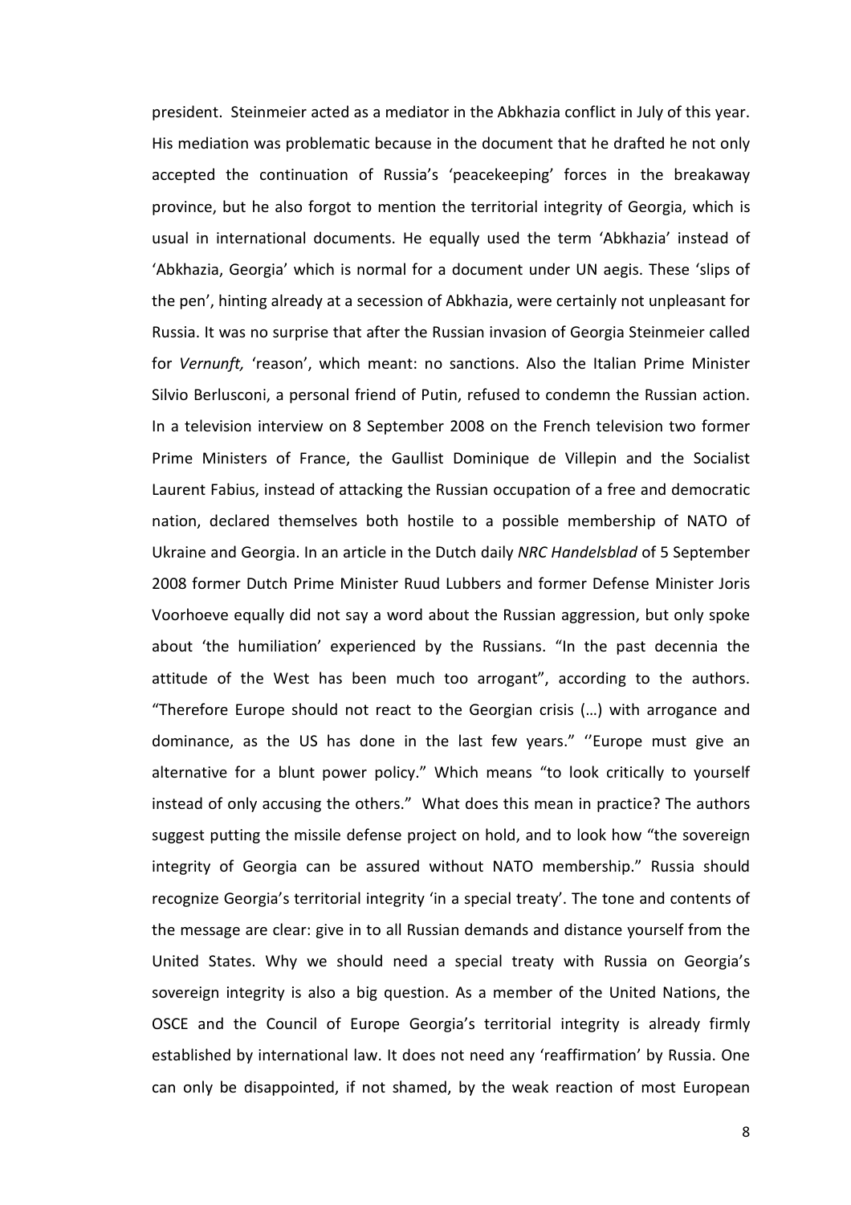president. Steinmeier acted as a mediator in the Abkhazia conflict in July of this year. His mediation was problematic because in the document that he drafted he not only accepted the continuation of Russia's 'peacekeeping' forces in the breakaway province, but he also forgot to mention the territorial integrity of Georgia, which is usual in international documents. He equally used the term 'Abkhazia' instead of 'Abkhazia, Georgia' which is normal for a document under UN aegis. These 'slips of the pen', hinting already at a secession of Abkhazia, were certainly not unpleasant for Russia. It was no surprise that after the Russian invasion of Georgia Steinmeier called for *Vernunft,* 'reason', which meant: no sanctions. Also the Italian Prime Minister Silvio Berlusconi, a personal friend of Putin, refused to condemn the Russian action. In a television interview on 8 September 2008 on the French television two former Prime Ministers of France, the Gaullist Dominique de Villepin and the Socialist Laurent Fabius, instead of attacking the Russian occupation of a free and democratic nation, declared themselves both hostile to a possible membership of NATO of Ukraine and Georgia. In an article in the Dutch daily *NRC Handelsblad* of 5 September 2008 former Dutch Prime Minister Ruud Lubbers and former Defense Minister Joris Voorhoeve equally did not say a word about the Russian aggression, but only spoke about 'the humiliation' experienced by the Russians. "In the past decennia the attitude of the West has been much too arrogant", according to the authors. "Therefore Europe should not react to the Georgian crisis (…) with arrogance and dominance, as the US has done in the last few years." ''Europe must give an alternative for a blunt power policy." Which means "to look critically to yourself instead of only accusing the others." What does this mean in practice? The authors suggest putting the missile defense project on hold, and to look how "the sovereign integrity of Georgia can be assured without NATO membership." Russia should recognize Georgia's territorial integrity 'in a special treaty'. The tone and contents of the message are clear: give in to all Russian demands and distance yourself from the United States. Why we should need a special treaty with Russia on Georgia's sovereign integrity is also a big question. As a member of the United Nations, the OSCE and the Council of Europe Georgia's territorial integrity is already firmly established by international law. It does not need any 'reaffirmation' by Russia. One can only be disappointed, if not shamed, by the weak reaction of most European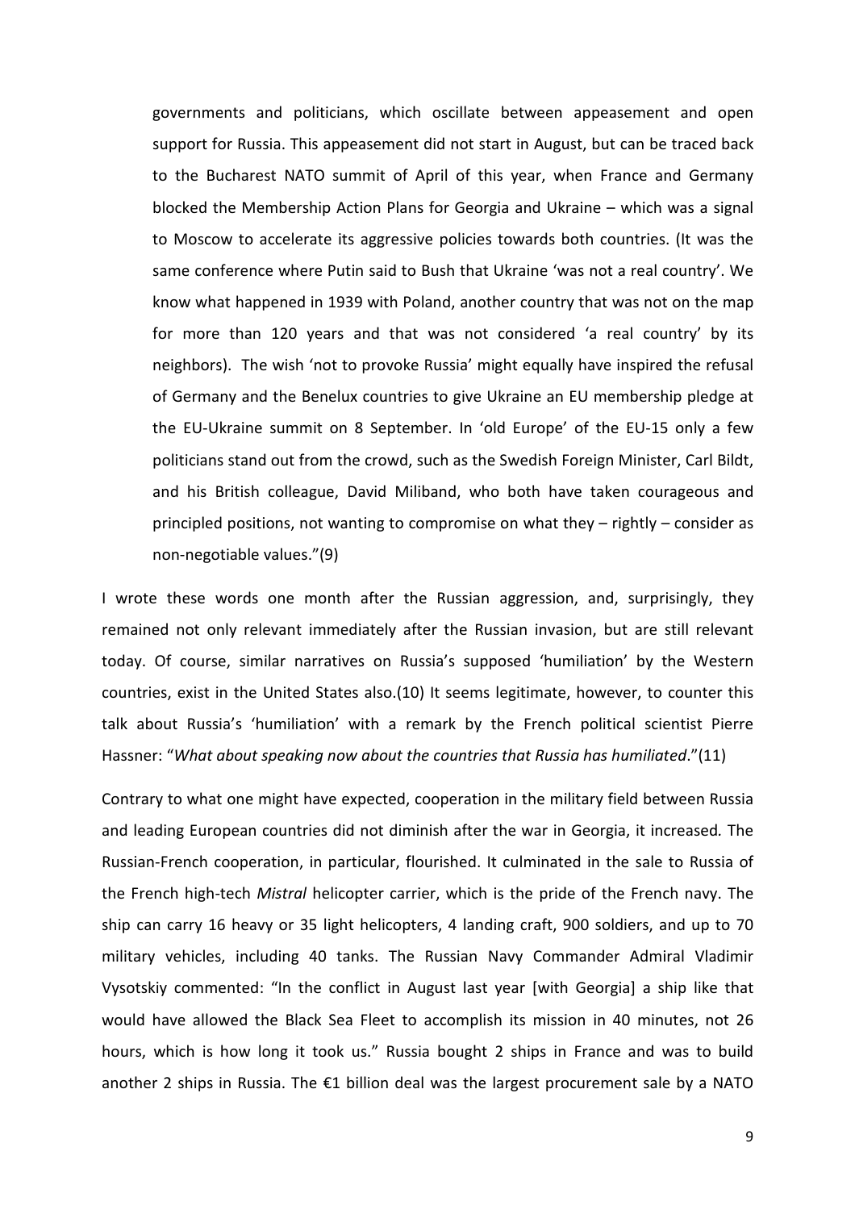governments and politicians, which oscillate between appeasement and open support for Russia. This appeasement did not start in August, but can be traced back to the Bucharest NATO summit of April of this year, when France and Germany blocked the Membership Action Plans for Georgia and Ukraine – which was a signal to Moscow to accelerate its aggressive policies towards both countries. (It was the same conference where Putin said to Bush that Ukraine 'was not a real country'. We know what happened in 1939 with Poland, another country that was not on the map for more than 120 years and that was not considered 'a real country' by its neighbors). The wish 'not to provoke Russia' might equally have inspired the refusal of Germany and the Benelux countries to give Ukraine an EU membership pledge at the EU-Ukraine summit on 8 September. In 'old Europe' of the EU-15 only a few politicians stand out from the crowd, such as the Swedish Foreign Minister, Carl Bildt, and his British colleague, David Miliband, who both have taken courageous and principled positions, not wanting to compromise on what they – rightly – consider as non-negotiable values."(9)

I wrote these words one month after the Russian aggression, and, surprisingly, they remained not only relevant immediately after the Russian invasion, but are still relevant today. Of course, similar narratives on Russia's supposed 'humiliation' by the Western countries, exist in the United States also.(10) It seems legitimate, however, to counter this talk about Russia's 'humiliation' with a remark by the French political scientist Pierre Hassner: "*What about speaking now about the countries that Russia has humiliated*."(11)

Contrary to what one might have expected, cooperation in the military field between Russia and leading European countries did not diminish after the war in Georgia, it increased. The Russian-French cooperation, in particular, flourished. It culminated in the sale to Russia of the French high-tech *Mistral* helicopter carrier, which is the pride of the French navy. The ship can carry 16 heavy or 35 light helicopters, 4 landing craft, 900 soldiers, and up to 70 military vehicles, including 40 tanks. The Russian Navy Commander Admiral Vladimir Vysotskiy commented: "In the conflict in August last year [with Georgia] a ship like that would have allowed the Black Sea Fleet to accomplish its mission in 40 minutes, not 26 hours, which is how long it took us." Russia bought 2 ships in France and was to build another 2 ships in Russia. The €1 billion deal was the largest procurement sale by a NATO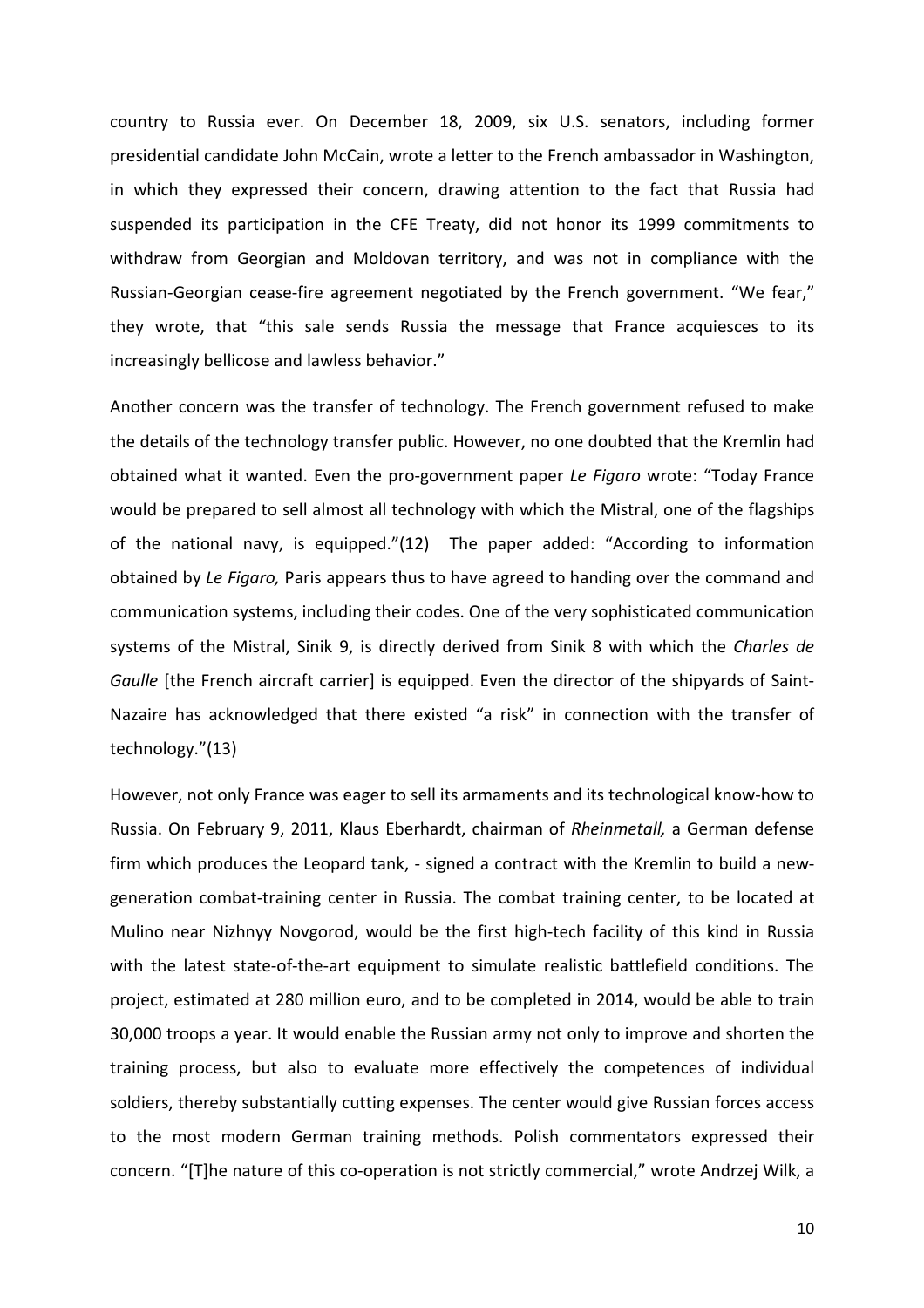country to Russia ever. On December 18, 2009, six U.S. senators, including former presidential candidate John McCain, wrote a letter to the French ambassador in Washington, in which they expressed their concern, drawing attention to the fact that Russia had suspended its participation in the CFE Treaty, did not honor its 1999 commitments to withdraw from Georgian and Moldovan territory, and was not in compliance with the Russian-Georgian cease-fire agreement negotiated by the French government. "We fear," they wrote, that "this sale sends Russia the message that France acquiesces to its increasingly bellicose and lawless behavior."

Another concern was the transfer of technology. The French government refused to make the details of the technology transfer public. However, no one doubted that the Kremlin had obtained what it wanted. Even the pro-government paper *Le Figaro* wrote: "Today France would be prepared to sell almost all technology with which the Mistral, one of the flagships of the national navy, is equipped."(12) The paper added: "According to information obtained by *Le Figaro,* Paris appears thus to have agreed to handing over the command and communication systems, including their codes. One of the very sophisticated communication systems of the Mistral, Sinik 9, is directly derived from Sinik 8 with which the *Charles de Gaulle* [the French aircraft carrier] is equipped. Even the director of the shipyards of Saint-Nazaire has acknowledged that there existed "a risk" in connection with the transfer of technology."(13)

However, not only France was eager to sell its armaments and its technological know-how to Russia. On February 9, 2011, Klaus Eberhardt, chairman of *Rheinmetall,* a German defense firm which produces the Leopard tank, - signed a contract with the Kremlin to build a new-generation combat-training center in Russia. The combat training center, to be located at Mulino near Nizhnyy Novgorod, would be the first high-tech facility of this kind in Russia with the latest state-of-the-art equipment to simulate realistic battlefield conditions. The project, estimated at 280 million euro, and to be completed in 2014, would be able to train 30,000 troops a year. It would enable the Russian army not only to improve and shorten the training process, but also to evaluate more effectively the competences of individual soldiers, thereby substantially cutting expenses. The center would give Russian forces access to the most modern German training methods. Polish commentators expressed their concern. "[T]he nature of this co-operation is not strictly commercial," wrote Andrzej Wilk, a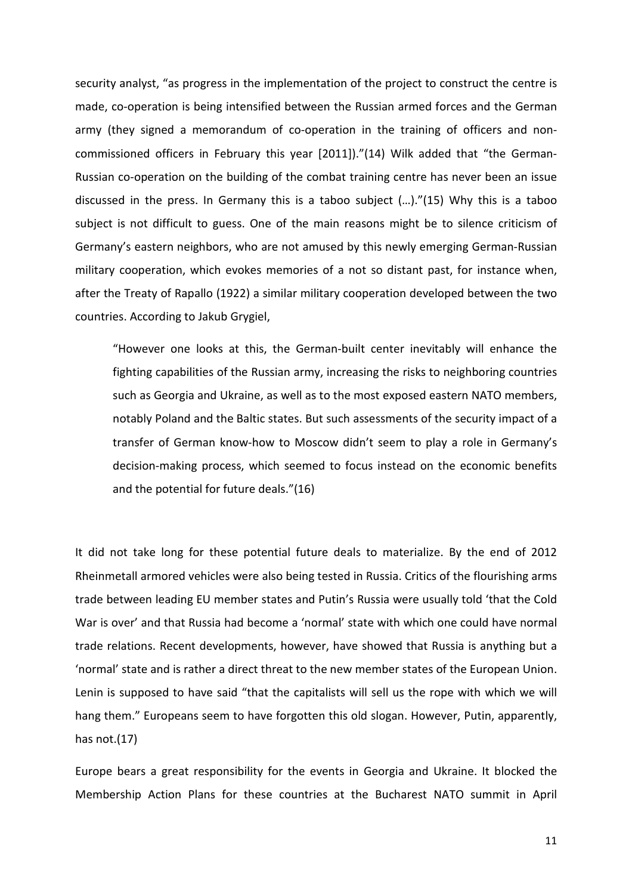security analyst, "as progress in the implementation of the project to construct the centre is made, co-operation is being intensified between the Russian armed forces and the German army (they signed a memorandum of co-operation in the training of officers and non-commissioned officers in February this year [2011])."(14) Wilk added that "the German-Russian co-operation on the building of the combat training centre has never been an issue discussed in the press. In Germany this is a taboo subject (…)."(15) Why this is a taboo subject is not difficult to guess. One of the main reasons might be to silence criticism of Germany's eastern neighbors, who are not amused by this newly emerging German-Russian military cooperation, which evokes memories of a not so distant past, for instance when, after the Treaty of Rapallo (1922) a similar military cooperation developed between the two countries. According to Jakub Grygiel,

> "However one looks at this, the German-built center inevitably will enhance the fighting capabilities of the Russian army, increasing the risks to neighboring countries such as Georgia and Ukraine, as well as to the most exposed eastern NATO members, notably Poland and the Baltic states. But such assessments of the security impact of a transfer of German know-how to Moscow didn't seem to play a role in Germany's decision-making process, which seemed to focus instead on the economic benefits and the potential for future deals."(16)

It did not take long for these potential future deals to materialize. By the end of 2012 Rheinmetall armored vehicles were also being tested in Russia. Critics of the flourishing arms trade between leading EU member states and Putin's Russia were usually told 'that the Cold War is over' and that Russia had become a 'normal' state with which one could have normal trade relations. Recent developments, however, have showed that Russia is anything but a 'normal' state and is rather a direct threat to the new member states of the European Union. Lenin is supposed to have said "that the capitalists will sell us the rope with which we will hang them." Europeans seem to have forgotten this old slogan. However, Putin, apparently, has not.(17)

Europe bears a great responsibility for the events in Georgia and Ukraine. It blocked the Membership Action Plans for these countries at the Bucharest NATO summit in April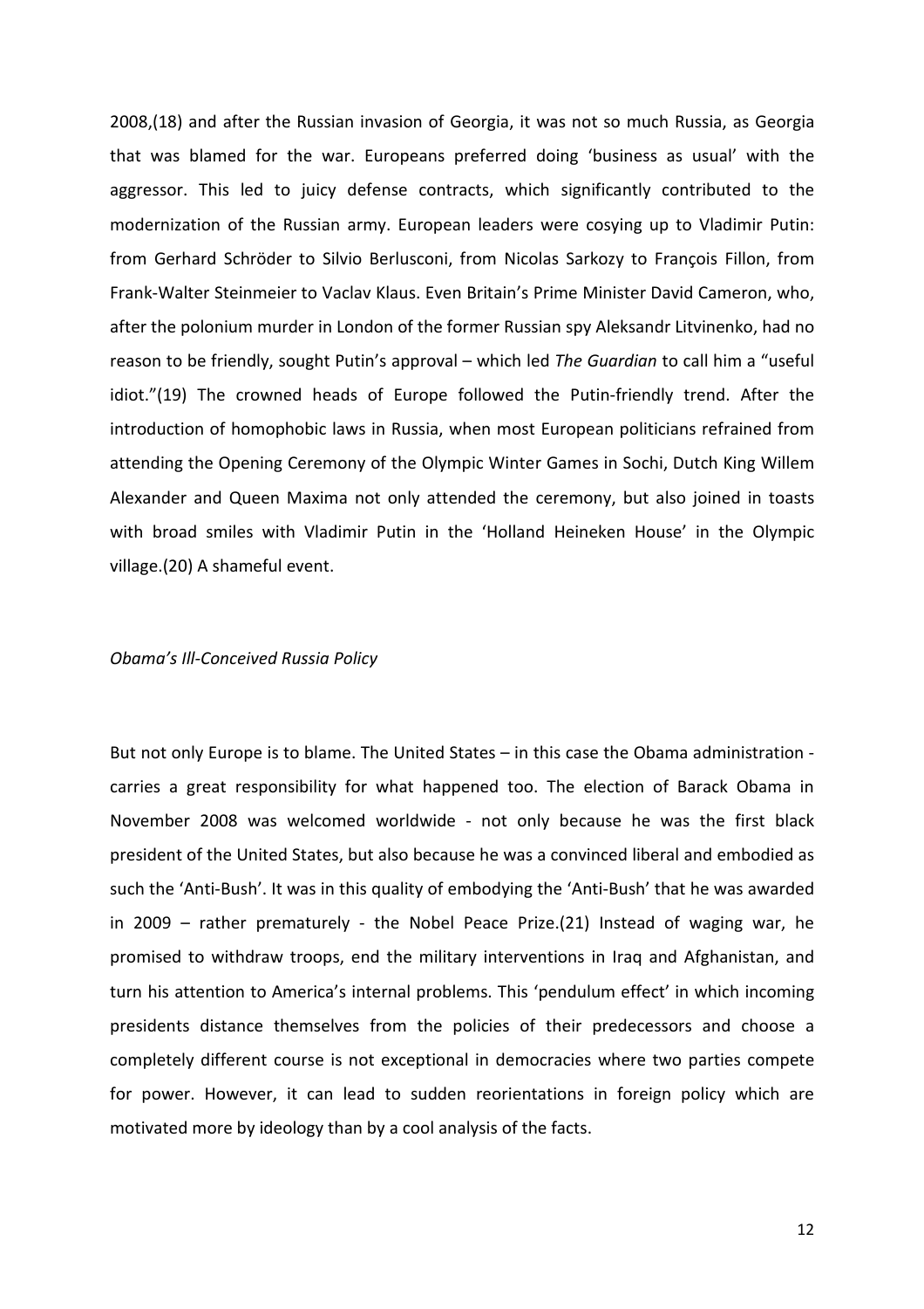2008,(18) and after the Russian invasion of Georgia, it was not so much Russia, as Georgia that was blamed for the war. Europeans preferred doing 'business as usual' with the aggressor. This led to juicy defense contracts, which significantly contributed to the modernization of the Russian army. European leaders were cosying up to Vladimir Putin: from Gerhard Schröder to Silvio Berlusconi, from Nicolas Sarkozy to François Fillon, from Frank-Walter Steinmeier to Vaclav Klaus. Even Britain's Prime Minister David Cameron, who, after the polonium murder in London of the former Russian spy Aleksandr Litvinenko, had no reason to be friendly, sought Putin's approval – which led *The Guardian* to call him a "useful idiot."(19) The crowned heads of Europe followed the Putin-friendly trend. After the introduction of homophobic laws in Russia, when most European politicians refrained from attending the Opening Ceremony of the Olympic Winter Games in Sochi, Dutch King Willem Alexander and Queen Maxima not only attended the ceremony, but also joined in toasts with broad smiles with Vladimir Putin in the 'Holland Heineken House' in the Olympic village.(20) A shameful event.

*Obama's Ill-Conceived Russia Policy*

But not only Europe is to blame. The United States – in this case the Obama administration - carries a great responsibility for what happened too. The election of Barack Obama in November 2008 was welcomed worldwide - not only because he was the first black president of the United States, but also because he was a convinced liberal and embodied as such the 'Anti-Bush'. It was in this quality of embodying the 'Anti-Bush' that he was awarded in 2009 – rather prematurely - the Nobel Peace Prize.(21) Instead of waging war, he promised to withdraw troops, end the military interventions in Iraq and Afghanistan, and turn his attention to America's internal problems. This 'pendulum effect' in which incoming presidents distance themselves from the policies of their predecessors and choose a completely different course is not exceptional in democracies where two parties compete for power. However, it can lead to sudden reorientations in foreign policy which are motivated more by ideology than by a cool analysis of the facts.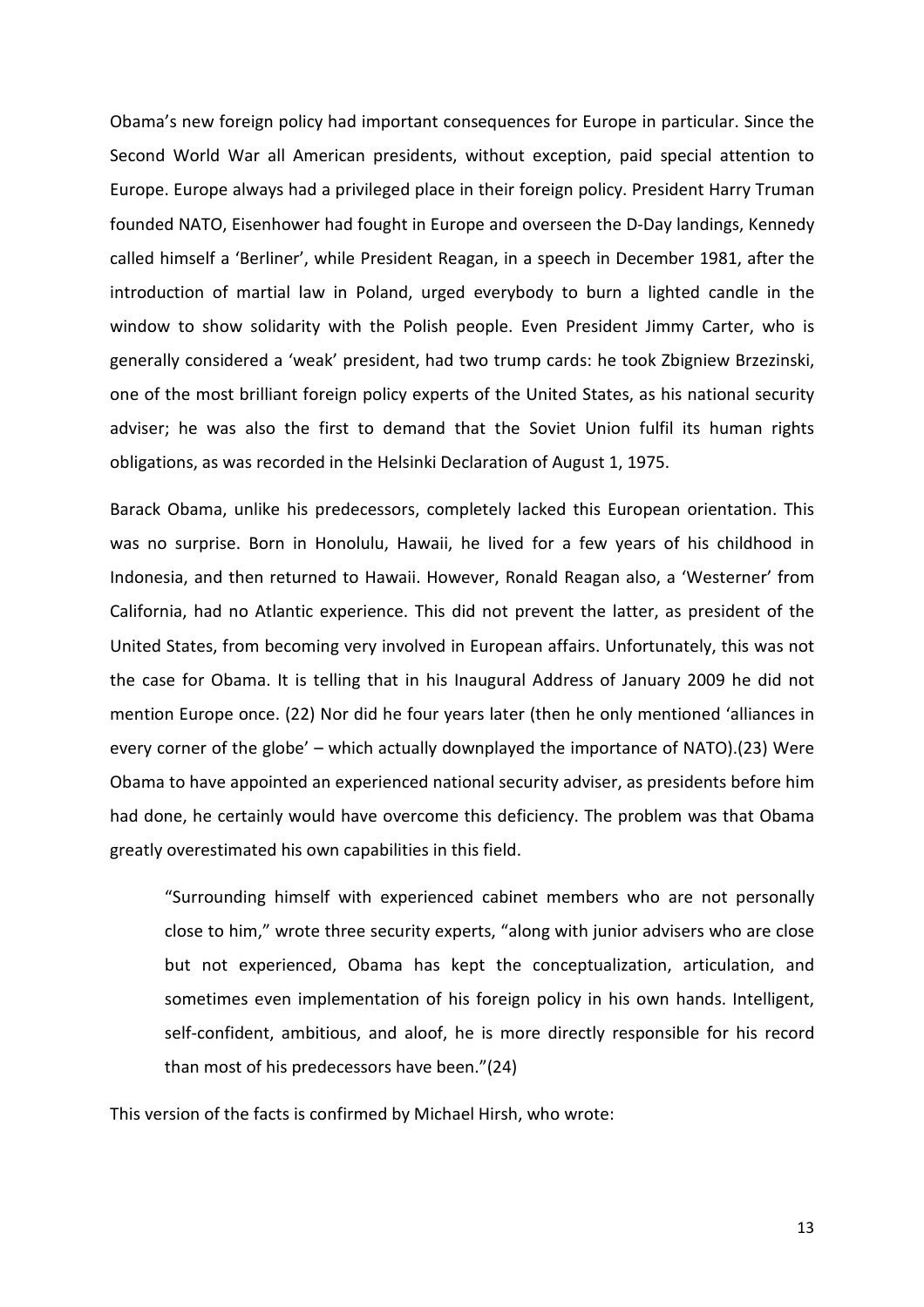Obama's new foreign policy had important consequences for Europe in particular. Since the Second World War all American presidents, without exception, paid special attention to Europe. Europe always had a privileged place in their foreign policy. President Harry Truman founded NATO, Eisenhower had fought in Europe and overseen the D-Day landings, Kennedy called himself a 'Berliner', while President Reagan, in a speech in December 1981, after the introduction of martial law in Poland, urged everybody to burn a lighted candle in the window to show solidarity with the Polish people. Even President Jimmy Carter, who is generally considered a 'weak' president, had two trump cards: he took Zbigniew Brzezinski, one of the most brilliant foreign policy experts of the United States, as his national security adviser; he was also the first to demand that the Soviet Union fulfil its human rights obligations, as was recorded in the Helsinki Declaration of August 1, 1975.

Barack Obama, unlike his predecessors, completely lacked this European orientation. This was no surprise. Born in Honolulu, Hawaii, he lived for a few years of his childhood in Indonesia, and then returned to Hawaii. However, Ronald Reagan also, a 'Westerner' from California, had no Atlantic experience. This did not prevent the latter, as president of the United States, from becoming very involved in European affairs. Unfortunately, this was not the case for Obama. It is telling that in his Inaugural Address of January 2009 he did not mention Europe once. (22) Nor did he four years later (then he only mentioned 'alliances in every corner of the globe' – which actually downplayed the importance of NATO).(23) Were Obama to have appointed an experienced national security adviser, as presidents before him had done, he certainly would have overcome this deficiency. The problem was that Obama greatly overestimated his own capabilities in this field.

> "Surrounding himself with experienced cabinet members who are not personally close to him," wrote three security experts, "along with junior advisers who are close but not experienced, Obama has kept the conceptualization, articulation, and sometimes even implementation of his foreign policy in his own hands. Intelligent, self-confident, ambitious, and aloof, he is more directly responsible for his record than most of his predecessors have been."(24)

This version of the facts is confirmed by Michael Hirsh, who wrote: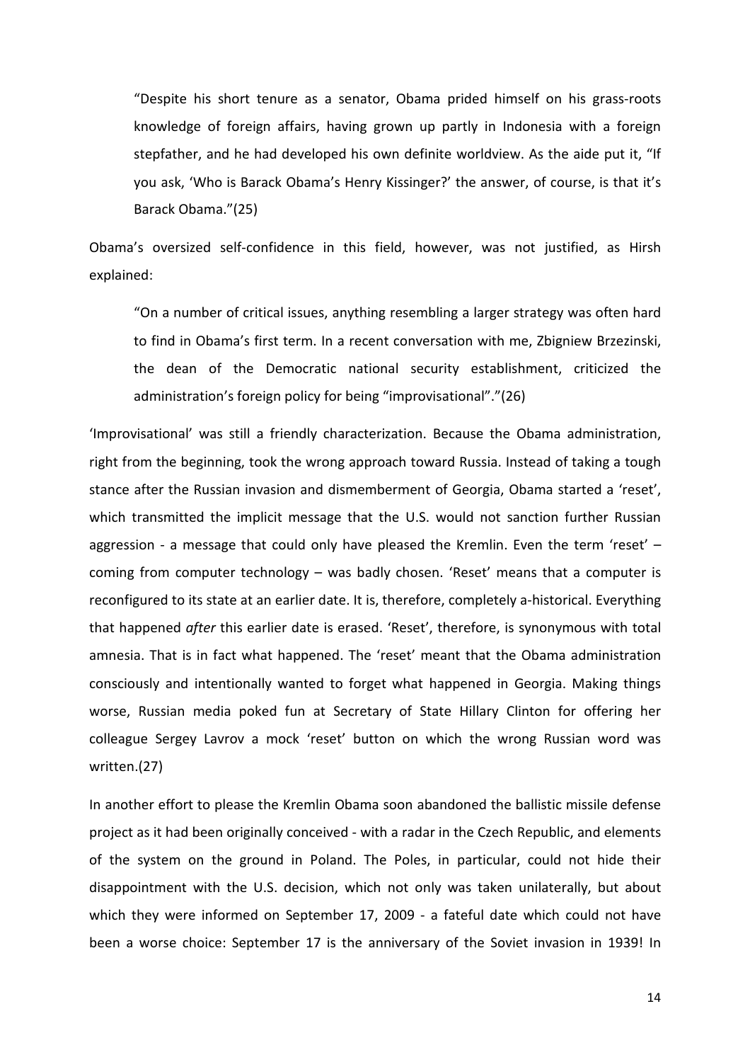> "Despite his short tenure as a senator, Obama prided himself on his grass-roots knowledge of foreign affairs, having grown up partly in Indonesia with a foreign stepfather, and he had developed his own definite worldview. As the aide put it, "If you ask, 'Who is Barack Obama's Henry Kissinger?' the answer, of course, is that it's Barack Obama."(25)

Obama's oversized self-confidence in this field, however, was not justified, as Hirsh explained:

> "On a number of critical issues, anything resembling a larger strategy was often hard to find in Obama's first term. In a recent conversation with me, Zbigniew Brzezinski, the dean of the Democratic national security establishment, criticized the administration's foreign policy for being "improvisational"."(26)

'Improvisational' was still a friendly characterization. Because the Obama administration, right from the beginning, took the wrong approach toward Russia. Instead of taking a tough stance after the Russian invasion and dismemberment of Georgia, Obama started a 'reset', which transmitted the implicit message that the U.S. would not sanction further Russian aggression - a message that could only have pleased the Kremlin. Even the term 'reset' – coming from computer technology – was badly chosen. 'Reset' means that a computer is reconfigured to its state at an earlier date. It is, therefore, completely a-historical. Everything that happened *after* this earlier date is erased. 'Reset', therefore, is synonymous with total amnesia. That is in fact what happened. The 'reset' meant that the Obama administration consciously and intentionally wanted to forget what happened in Georgia. Making things worse, Russian media poked fun at Secretary of State Hillary Clinton for offering her colleague Sergey Lavrov a mock 'reset' button on which the wrong Russian word was written.(27)

In another effort to please the Kremlin Obama soon abandoned the ballistic missile defense project as it had been originally conceived - with a radar in the Czech Republic, and elements of the system on the ground in Poland. The Poles, in particular, could not hide their disappointment with the U.S. decision, which not only was taken unilaterally, but about which they were informed on September 17, 2009 - a fateful date which could not have been a worse choice: September 17 is the anniversary of the Soviet invasion in 1939! In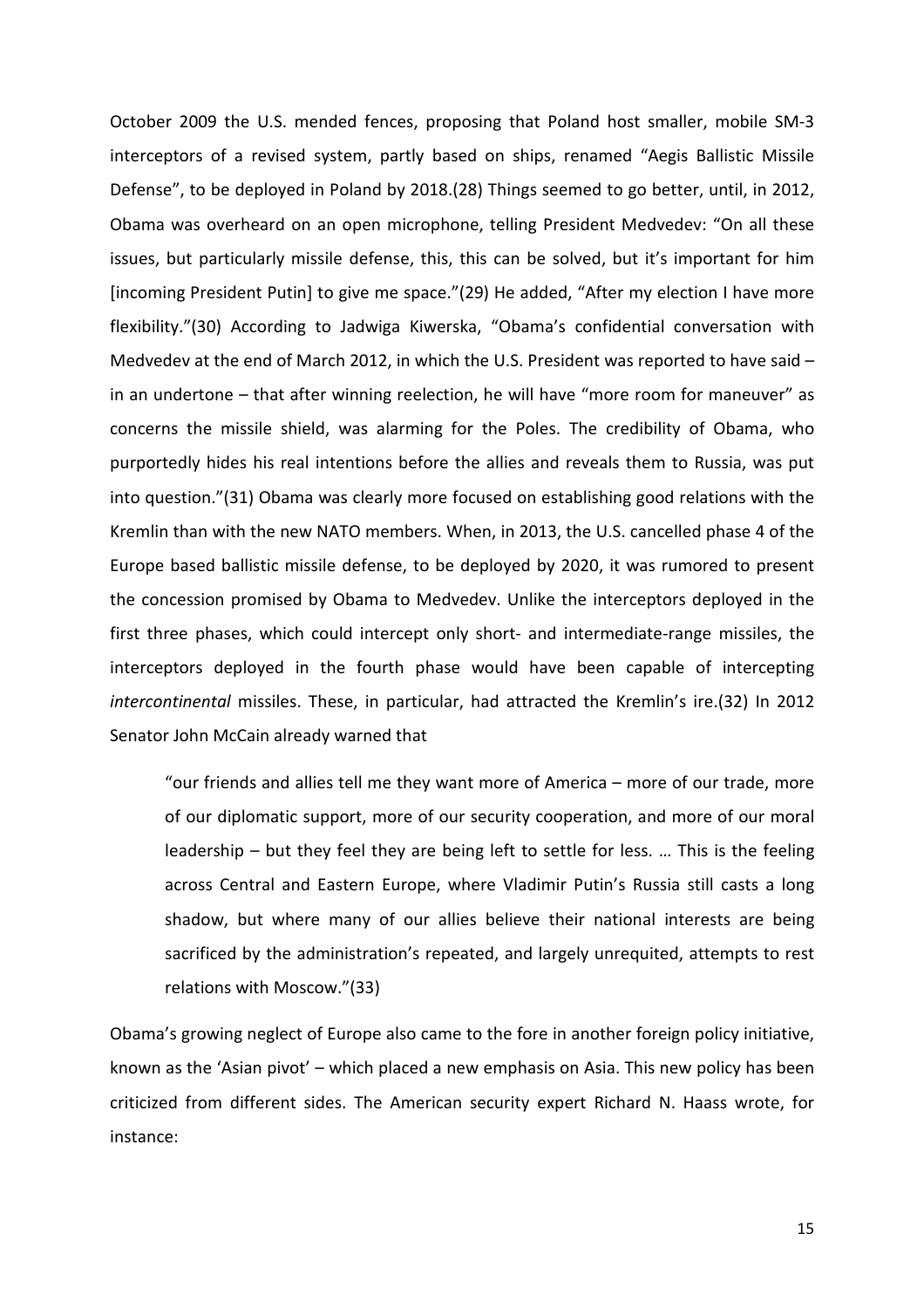October 2009 the U.S. mended fences, proposing that Poland host smaller, mobile SM-3 interceptors of a revised system, partly based on ships, renamed "Aegis Ballistic Missile Defense", to be deployed in Poland by 2018.(28) Things seemed to go better, until, in 2012, Obama was overheard on an open microphone, telling President Medvedev: "On all these issues, but particularly missile defense, this, this can be solved, but it's important for him [incoming President Putin] to give me space."(29) He added, "After my election I have more flexibility."(30) According to Jadwiga Kiwerska, "Obama's confidential conversation with Medvedev at the end of March 2012, in which the U.S. President was reported to have said – in an undertone – that after winning reelection, he will have "more room for maneuver" as concerns the missile shield, was alarming for the Poles. The credibility of Obama, who purportedly hides his real intentions before the allies and reveals them to Russia, was put into question."(31) Obama was clearly more focused on establishing good relations with the Kremlin than with the new NATO members. When, in 2013, the U.S. cancelled phase 4 of the Europe based ballistic missile defense, to be deployed by 2020, it was rumored to present the concession promised by Obama to Medvedev. Unlike the interceptors deployed in the first three phases, which could intercept only short- and intermediate-range missiles, the interceptors deployed in the fourth phase would have been capable of intercepting *intercontinental* missiles. These, in particular, had attracted the Kremlin's ire.(32) In 2012 Senator John McCain already warned that

> "our friends and allies tell me they want more of America – more of our trade, more of our diplomatic support, more of our security cooperation, and more of our moral leadership – but they feel they are being left to settle for less. … This is the feeling across Central and Eastern Europe, where Vladimir Putin's Russia still casts a long shadow, but where many of our allies believe their national interests are being sacrificed by the administration's repeated, and largely unrequited, attempts to rest relations with Moscow."(33)

Obama's growing neglect of Europe also came to the fore in another foreign policy initiative, known as the 'Asian pivot' – which placed a new emphasis on Asia. This new policy has been criticized from different sides. The American security expert Richard N. Haass wrote, for instance: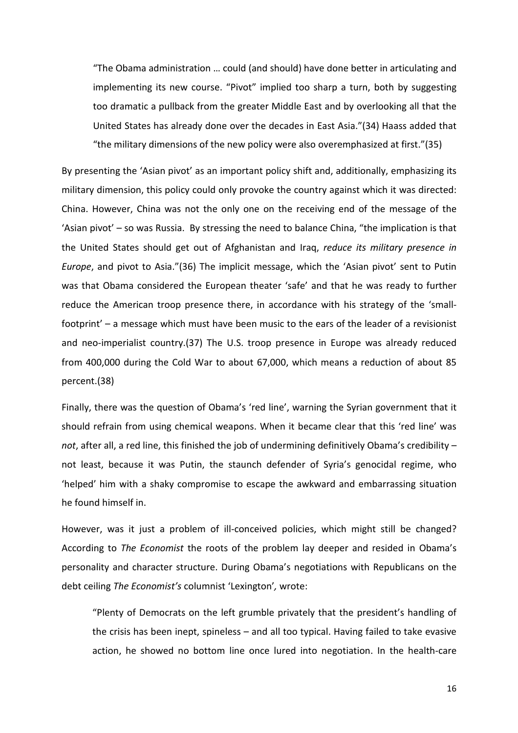> "The Obama administration … could (and should) have done better in articulating and implementing its new course. "Pivot" implied too sharp a turn, both by suggesting too dramatic a pullback from the greater Middle East and by overlooking all that the United States has already done over the decades in East Asia."(34) Haass added that "the military dimensions of the new policy were also overemphasized at first."(35)

By presenting the 'Asian pivot' as an important policy shift and, additionally, emphasizing its military dimension, this policy could only provoke the country against which it was directed: China. However, China was not the only one on the receiving end of the message of the 'Asian pivot' – so was Russia. By stressing the need to balance China, "the implication is that the United States should get out of Afghanistan and Iraq, *reduce its military presence in Europe*, and pivot to Asia."(36) The implicit message, which the 'Asian pivot' sent to Putin was that Obama considered the European theater 'safe' and that he was ready to further reduce the American troop presence there, in accordance with his strategy of the 'small-footprint' – a message which must have been music to the ears of the leader of a revisionist and neo-imperialist country.(37) The U.S. troop presence in Europe was already reduced from 400,000 during the Cold War to about 67,000, which means a reduction of about 85 percent.(38)

Finally, there was the question of Obama's 'red line', warning the Syrian government that it should refrain from using chemical weapons. When it became clear that this 'red line' was *not*, after all, a red line, this finished the job of undermining definitively Obama's credibility – not least, because it was Putin, the staunch defender of Syria's genocidal regime, who 'helped' him with a shaky compromise to escape the awkward and embarrassing situation he found himself in.

However, was it just a problem of ill-conceived policies, which might still be changed? According to *The Economist* the roots of the problem lay deeper and resided in Obama's personality and character structure. During Obama's negotiations with Republicans on the debt ceiling *The Economist's* columnist 'Lexington'*,* wrote:

> "Plenty of Democrats on the left grumble privately that the president's handling of the crisis has been inept, spineless – and all too typical. Having failed to take evasive action, he showed no bottom line once lured into negotiation. In the health-care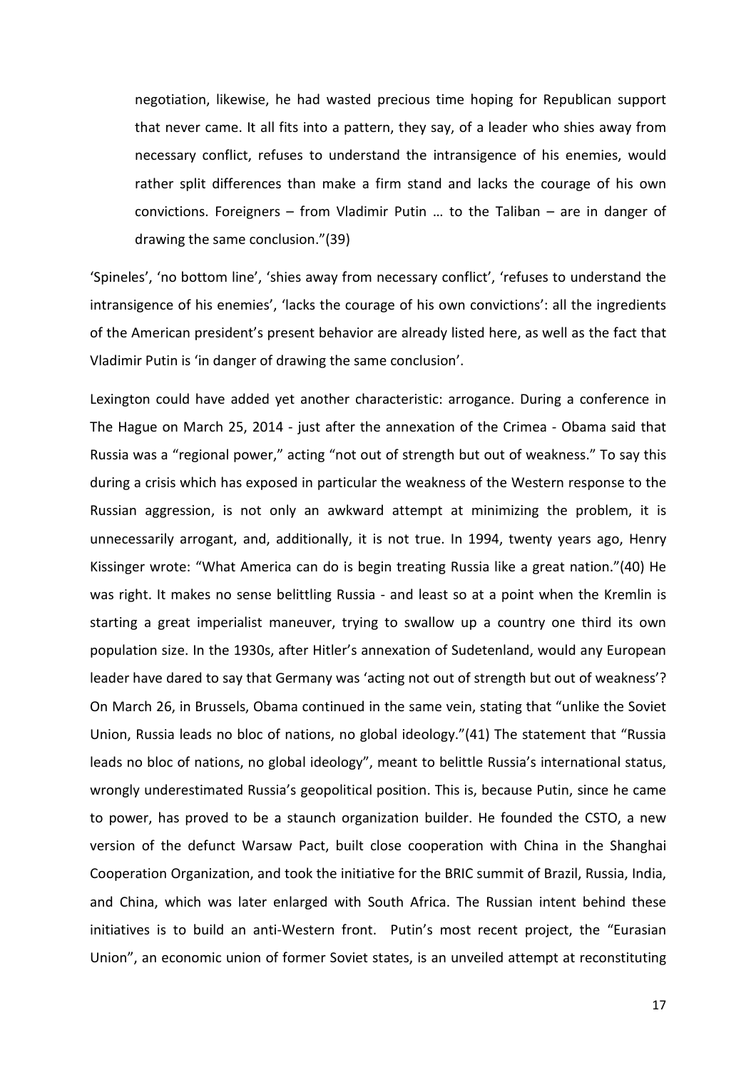> negotiation, likewise, he had wasted precious time hoping for Republican support that never came. It all fits into a pattern, they say, of a leader who shies away from necessary conflict, refuses to understand the intransigence of his enemies, would rather split differences than make a firm stand and lacks the courage of his own convictions. Foreigners – from Vladimir Putin … to the Taliban – are in danger of drawing the same conclusion."(39)

'Spineles', 'no bottom line', 'shies away from necessary conflict', 'refuses to understand the intransigence of his enemies', 'lacks the courage of his own convictions': all the ingredients of the American president's present behavior are already listed here, as well as the fact that Vladimir Putin is 'in danger of drawing the same conclusion'.

Lexington could have added yet another characteristic: arrogance. During a conference in The Hague on March 25, 2014 - just after the annexation of the Crimea - Obama said that Russia was a "regional power," acting "not out of strength but out of weakness." To say this during a crisis which has exposed in particular the weakness of the Western response to the Russian aggression, is not only an awkward attempt at minimizing the problem, it is unnecessarily arrogant, and, additionally, it is not true. In 1994, twenty years ago, Henry Kissinger wrote: "What America can do is begin treating Russia like a great nation."(40) He was right. It makes no sense belittling Russia - and least so at a point when the Kremlin is starting a great imperialist maneuver, trying to swallow up a country one third its own population size. In the 1930s, after Hitler's annexation of Sudetenland, would any European leader have dared to say that Germany was 'acting not out of strength but out of weakness'? On March 26, in Brussels, Obama continued in the same vein, stating that "unlike the Soviet Union, Russia leads no bloc of nations, no global ideology."(41) The statement that "Russia leads no bloc of nations, no global ideology", meant to belittle Russia's international status, wrongly underestimated Russia's geopolitical position. This is, because Putin, since he came to power, has proved to be a staunch organization builder. He founded the CSTO, a new version of the defunct Warsaw Pact, built close cooperation with China in the Shanghai Cooperation Organization, and took the initiative for the BRIC summit of Brazil, Russia, India, and China, which was later enlarged with South Africa. The Russian intent behind these initiatives is to build an anti-Western front. Putin's most recent project, the "Eurasian Union", an economic union of former Soviet states, is an unveiled attempt at reconstituting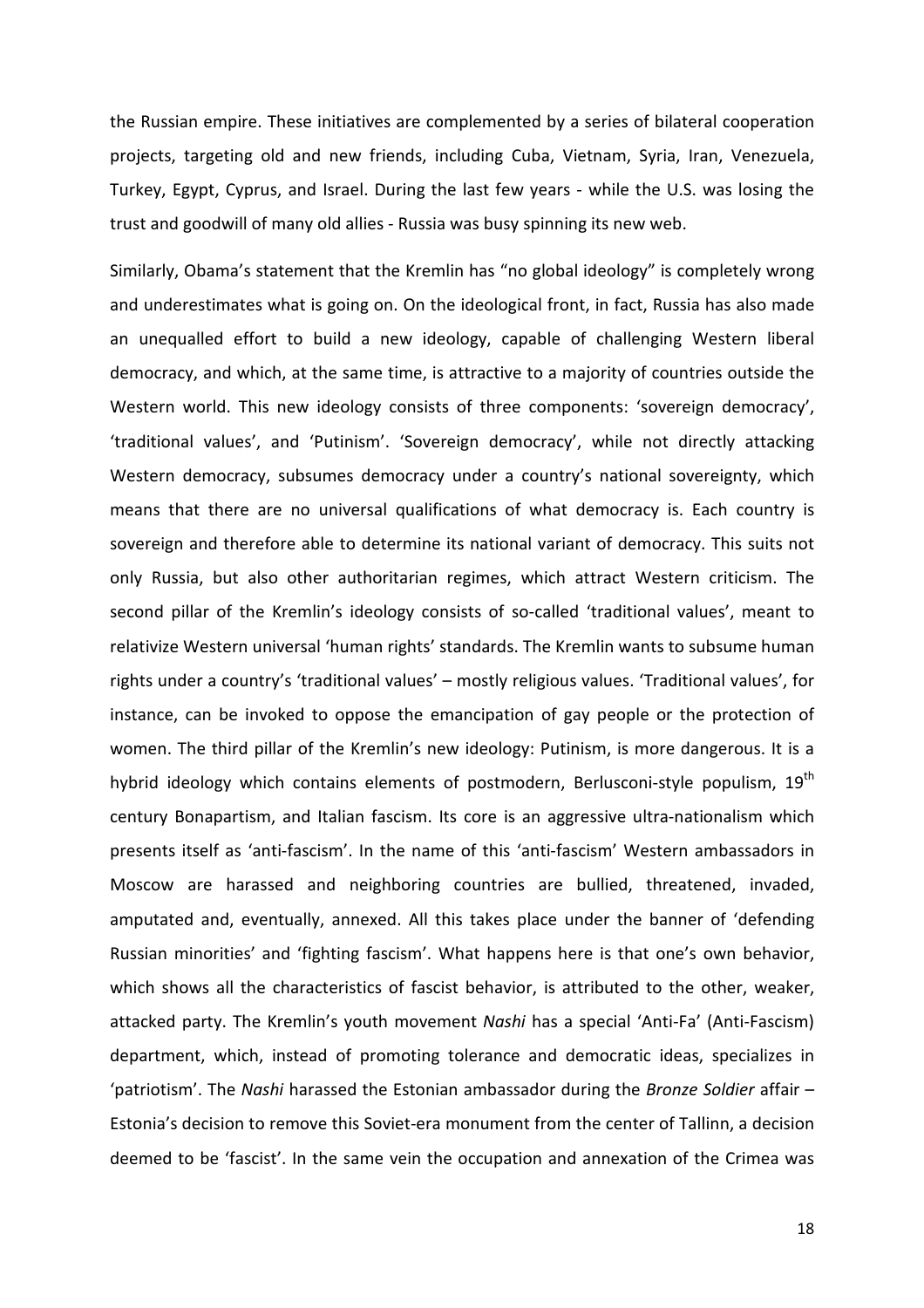the Russian empire. These initiatives are complemented by a series of bilateral cooperation projects, targeting old and new friends, including Cuba, Vietnam, Syria, Iran, Venezuela, Turkey, Egypt, Cyprus, and Israel. During the last few years - while the U.S. was losing the trust and goodwill of many old allies - Russia was busy spinning its new web.

Similarly, Obama's statement that the Kremlin has "no global ideology" is completely wrong and underestimates what is going on. On the ideological front, in fact, Russia has also made an unequalled effort to build a new ideology, capable of challenging Western liberal democracy, and which, at the same time, is attractive to a majority of countries outside the Western world. This new ideology consists of three components: 'sovereign democracy', 'traditional values', and 'Putinism'. 'Sovereign democracy', while not directly attacking Western democracy, subsumes democracy under a country's national sovereignty, which means that there are no universal qualifications of what democracy is. Each country is sovereign and therefore able to determine its national variant of democracy. This suits not only Russia, but also other authoritarian regimes, which attract Western criticism. The second pillar of the Kremlin's ideology consists of so-called 'traditional values', meant to relativize Western universal 'human rights' standards. The Kremlin wants to subsume human rights under a country's 'traditional values' – mostly religious values. 'Traditional values', for instance, can be invoked to oppose the emancipation of gay people or the protection of women. The third pillar of the Kremlin's new ideology: Putinism, is more dangerous. It is a hybrid ideology which contains elements of postmodern, Berlusconi-style populism, 19th century Bonapartism, and Italian fascism. Its core is an aggressive ultra-nationalism which presents itself as 'anti-fascism'. In the name of this 'anti-fascism' Western ambassadors in Moscow are harassed and neighboring countries are bullied, threatened, invaded, amputated and, eventually, annexed. All this takes place under the banner of 'defending Russian minorities' and 'fighting fascism'. What happens here is that one's own behavior, which shows all the characteristics of fascist behavior, is attributed to the other, weaker, attacked party. The Kremlin's youth movement *Nashi* has a special 'Anti-Fa' (Anti-Fascism) department, which, instead of promoting tolerance and democratic ideas, specializes in 'patriotism'. The *Nashi* harassed the Estonian ambassador during the *Bronze Soldier* affair – Estonia's decision to remove this Soviet-era monument from the center of Tallinn, a decision deemed to be 'fascist'. In the same vein the occupation and annexation of the Crimea was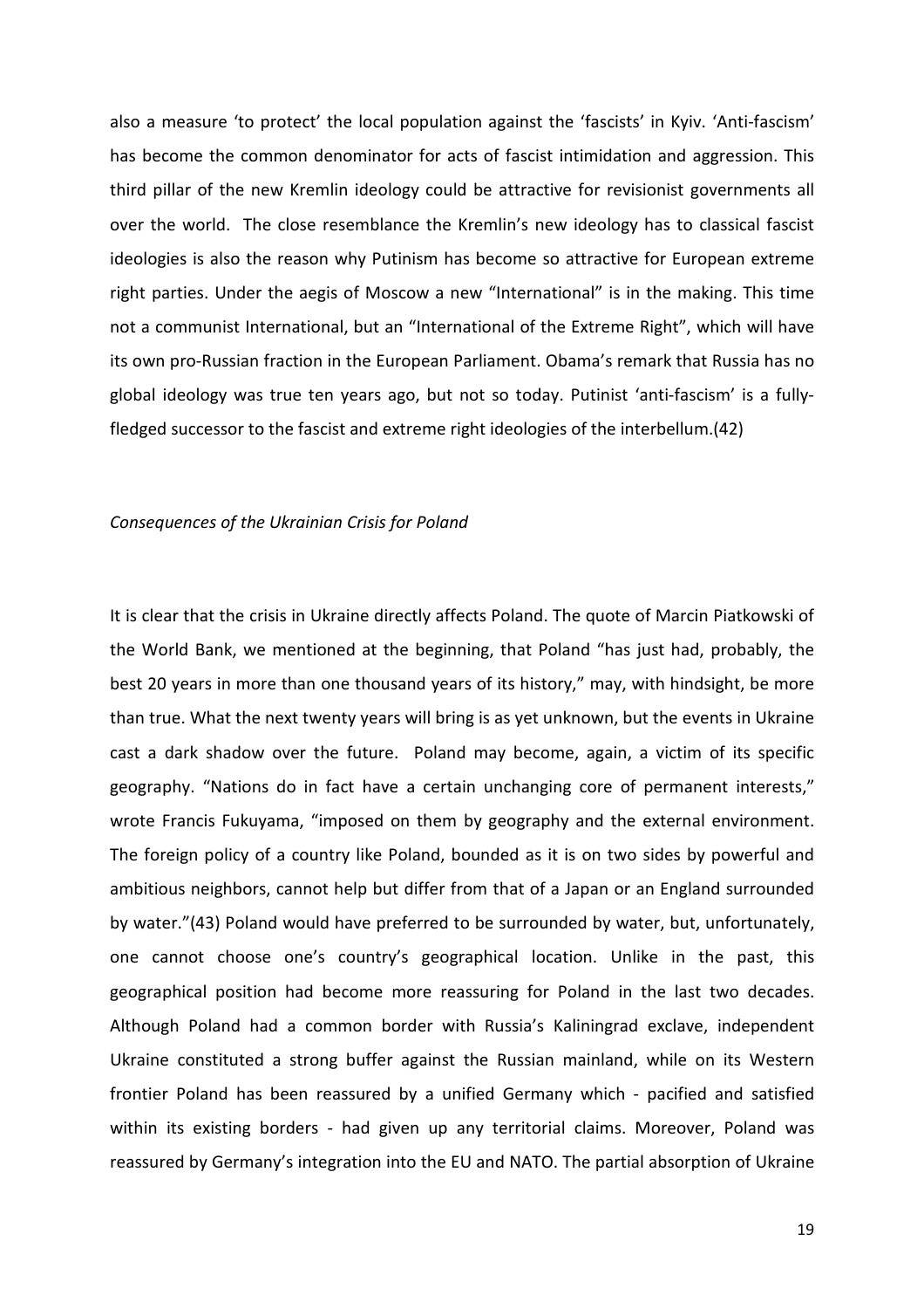also a measure 'to protect' the local population against the 'fascists' in Kyiv. 'Anti-fascism' has become the common denominator for acts of fascist intimidation and aggression. This third pillar of the new Kremlin ideology could be attractive for revisionist governments all over the world. The close resemblance the Kremlin's new ideology has to classical fascist ideologies is also the reason why Putinism has become so attractive for European extreme right parties. Under the aegis of Moscow a new "International" is in the making. This time not a communist International, but an "International of the Extreme Right", which will have its own pro-Russian fraction in the European Parliament. Obama's remark that Russia has no global ideology was true ten years ago, but not so today. Putinist 'anti-fascism' is a fully-fledged successor to the fascist and extreme right ideologies of the interbellum.(42)

*Consequences of the Ukrainian Crisis for Poland*

It is clear that the crisis in Ukraine directly affects Poland. The quote of Marcin Piatkowski of the World Bank, we mentioned at the beginning, that Poland "has just had, probably, the best 20 years in more than one thousand years of its history," may, with hindsight, be more than true. What the next twenty years will bring is as yet unknown, but the events in Ukraine cast a dark shadow over the future. Poland may become, again, a victim of its specific geography. "Nations do in fact have a certain unchanging core of permanent interests," wrote Francis Fukuyama, "imposed on them by geography and the external environment. The foreign policy of a country like Poland, bounded as it is on two sides by powerful and ambitious neighbors, cannot help but differ from that of a Japan or an England surrounded by water."(43) Poland would have preferred to be surrounded by water, but, unfortunately, one cannot choose one's country's geographical location. Unlike in the past, this geographical position had become more reassuring for Poland in the last two decades. Although Poland had a common border with Russia's Kaliningrad exclave, independent Ukraine constituted a strong buffer against the Russian mainland, while on its Western frontier Poland has been reassured by a unified Germany which - pacified and satisfied within its existing borders - had given up any territorial claims. Moreover, Poland was reassured by Germany's integration into the EU and NATO. The partial absorption of Ukraine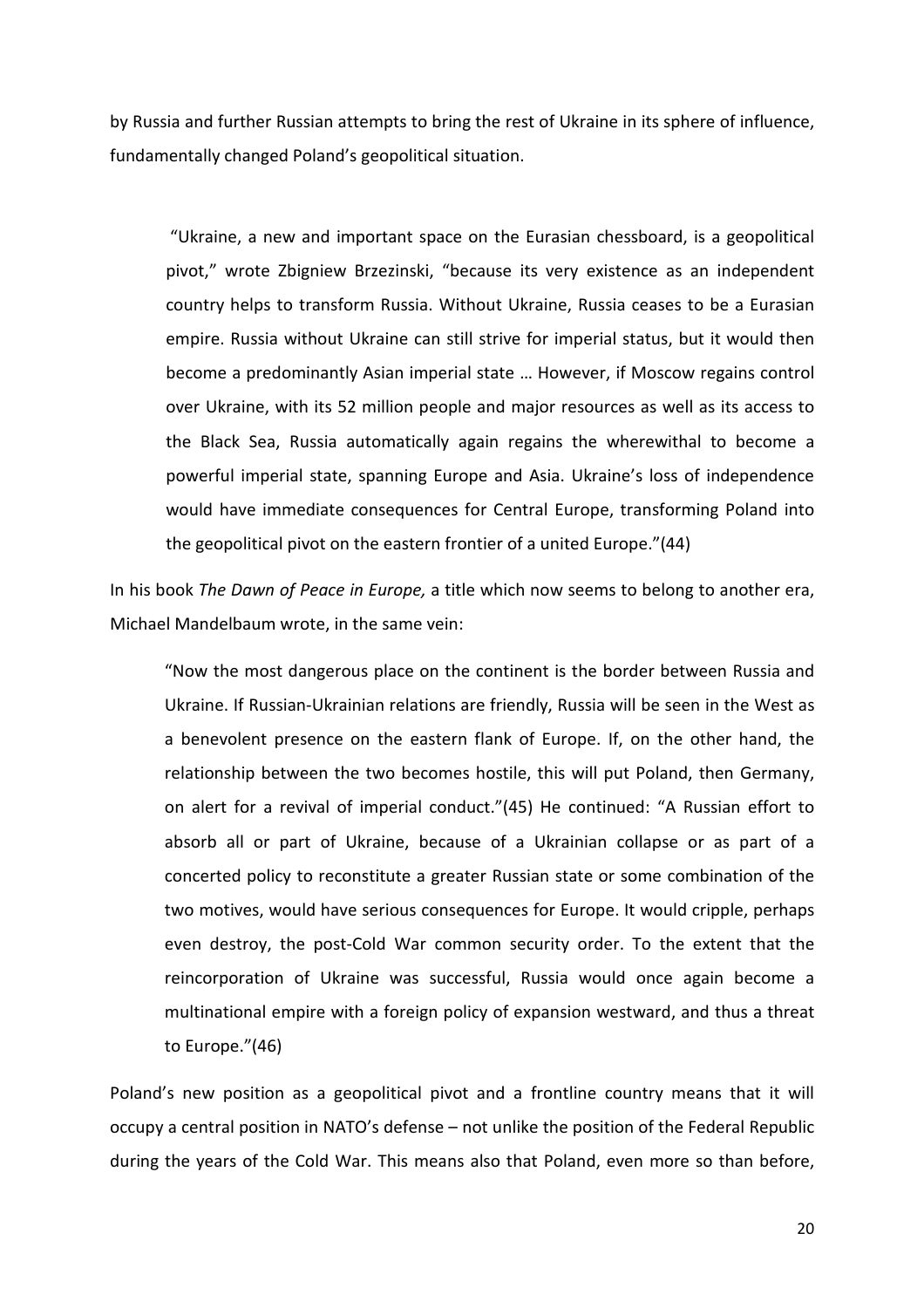by Russia and further Russian attempts to bring the rest of Ukraine in its sphere of influence, fundamentally changed Poland's geopolitical situation.

> "Ukraine, a new and important space on the Eurasian chessboard, is a geopolitical pivot," wrote Zbigniew Brzezinski, "because its very existence as an independent country helps to transform Russia. Without Ukraine, Russia ceases to be a Eurasian empire. Russia without Ukraine can still strive for imperial status, but it would then become a predominantly Asian imperial state … However, if Moscow regains control over Ukraine, with its 52 million people and major resources as well as its access to the Black Sea, Russia automatically again regains the wherewithal to become a powerful imperial state, spanning Europe and Asia. Ukraine's loss of independence would have immediate consequences for Central Europe, transforming Poland into the geopolitical pivot on the eastern frontier of a united Europe."(44)

In his book *The Dawn of Peace in Europe,* a title which now seems to belong to another era, Michael Mandelbaum wrote, in the same vein:

> "Now the most dangerous place on the continent is the border between Russia and Ukraine. If Russian-Ukrainian relations are friendly, Russia will be seen in the West as a benevolent presence on the eastern flank of Europe. If, on the other hand, the relationship between the two becomes hostile, this will put Poland, then Germany, on alert for a revival of imperial conduct."(45) He continued: "A Russian effort to absorb all or part of Ukraine, because of a Ukrainian collapse or as part of a concerted policy to reconstitute a greater Russian state or some combination of the two motives, would have serious consequences for Europe. It would cripple, perhaps even destroy, the post-Cold War common security order. To the extent that the reincorporation of Ukraine was successful, Russia would once again become a multinational empire with a foreign policy of expansion westward, and thus a threat to Europe."(46)

Poland's new position as a geopolitical pivot and a frontline country means that it will occupy a central position in NATO's defense – not unlike the position of the Federal Republic during the years of the Cold War. This means also that Poland, even more so than before,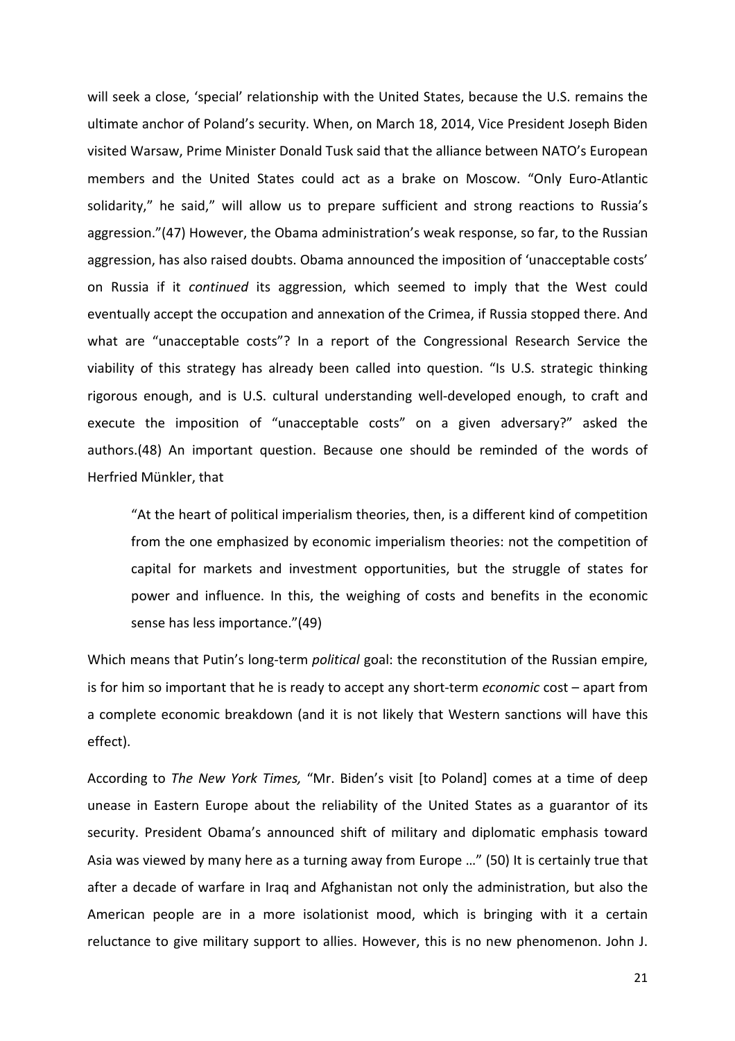will seek a close, 'special' relationship with the United States, because the U.S. remains the ultimate anchor of Poland's security. When, on March 18, 2014, Vice President Joseph Biden visited Warsaw, Prime Minister Donald Tusk said that the alliance between NATO's European members and the United States could act as a brake on Moscow. "Only Euro-Atlantic solidarity," he said," will allow us to prepare sufficient and strong reactions to Russia's aggression."(47) However, the Obama administration's weak response, so far, to the Russian aggression, has also raised doubts. Obama announced the imposition of 'unacceptable costs' on Russia if it *continued* its aggression, which seemed to imply that the West could eventually accept the occupation and annexation of the Crimea, if Russia stopped there. And what are "unacceptable costs"? In a report of the Congressional Research Service the viability of this strategy has already been called into question. "Is U.S. strategic thinking rigorous enough, and is U.S. cultural understanding well-developed enough, to craft and execute the imposition of "unacceptable costs" on a given adversary?" asked the authors.(48) An important question. Because one should be reminded of the words of Herfried Münkler, that

> "At the heart of political imperialism theories, then, is a different kind of competition from the one emphasized by economic imperialism theories: not the competition of capital for markets and investment opportunities, but the struggle of states for power and influence. In this, the weighing of costs and benefits in the economic sense has less importance."(49)

Which means that Putin's long-term *political* goal: the reconstitution of the Russian empire, is for him so important that he is ready to accept any short-term *economic* cost – apart from a complete economic breakdown (and it is not likely that Western sanctions will have this effect).

According to *The New York Times,* "Mr. Biden's visit [to Poland] comes at a time of deep unease in Eastern Europe about the reliability of the United States as a guarantor of its security. President Obama's announced shift of military and diplomatic emphasis toward Asia was viewed by many here as a turning away from Europe …" (50) It is certainly true that after a decade of warfare in Iraq and Afghanistan not only the administration, but also the American people are in a more isolationist mood, which is bringing with it a certain reluctance to give military support to allies. However, this is no new phenomenon. John J.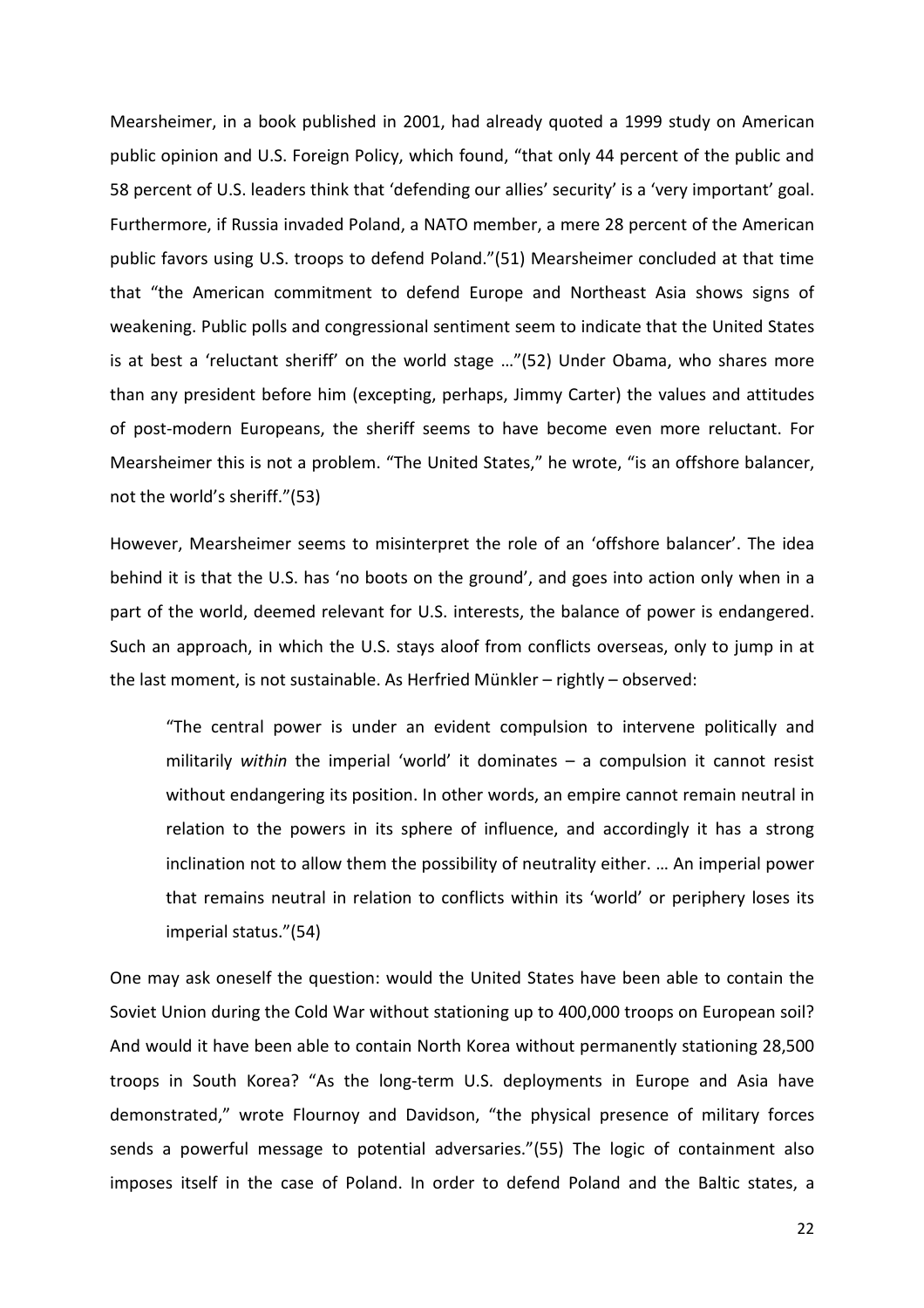Mearsheimer, in a book published in 2001, had already quoted a 1999 study on American public opinion and U.S. Foreign Policy, which found, "that only 44 percent of the public and 58 percent of U.S. leaders think that 'defending our allies' security' is a 'very important' goal. Furthermore, if Russia invaded Poland, a NATO member, a mere 28 percent of the American public favors using U.S. troops to defend Poland."(51) Mearsheimer concluded at that time that "the American commitment to defend Europe and Northeast Asia shows signs of weakening. Public polls and congressional sentiment seem to indicate that the United States is at best a 'reluctant sheriff' on the world stage …"(52) Under Obama, who shares more than any president before him (excepting, perhaps, Jimmy Carter) the values and attitudes of post-modern Europeans, the sheriff seems to have become even more reluctant. For Mearsheimer this is not a problem. "The United States," he wrote, "is an offshore balancer, not the world's sheriff."(53)

However, Mearsheimer seems to misinterpret the role of an 'offshore balancer'. The idea behind it is that the U.S. has 'no boots on the ground', and goes into action only when in a part of the world, deemed relevant for U.S. interests, the balance of power is endangered. Such an approach, in which the U.S. stays aloof from conflicts overseas, only to jump in at the last moment, is not sustainable. As Herfried Münkler – rightly – observed:

> "The central power is under an evident compulsion to intervene politically and militarily *within* the imperial 'world' it dominates – a compulsion it cannot resist without endangering its position. In other words, an empire cannot remain neutral in relation to the powers in its sphere of influence, and accordingly it has a strong inclination not to allow them the possibility of neutrality either. … An imperial power that remains neutral in relation to conflicts within its 'world' or periphery loses its imperial status."(54)

One may ask oneself the question: would the United States have been able to contain the Soviet Union during the Cold War without stationing up to 400,000 troops on European soil? And would it have been able to contain North Korea without permanently stationing 28,500 troops in South Korea? "As the long-term U.S. deployments in Europe and Asia have demonstrated," wrote Flournoy and Davidson, "the physical presence of military forces sends a powerful message to potential adversaries."(55) The logic of containment also imposes itself in the case of Poland. In order to defend Poland and the Baltic states, a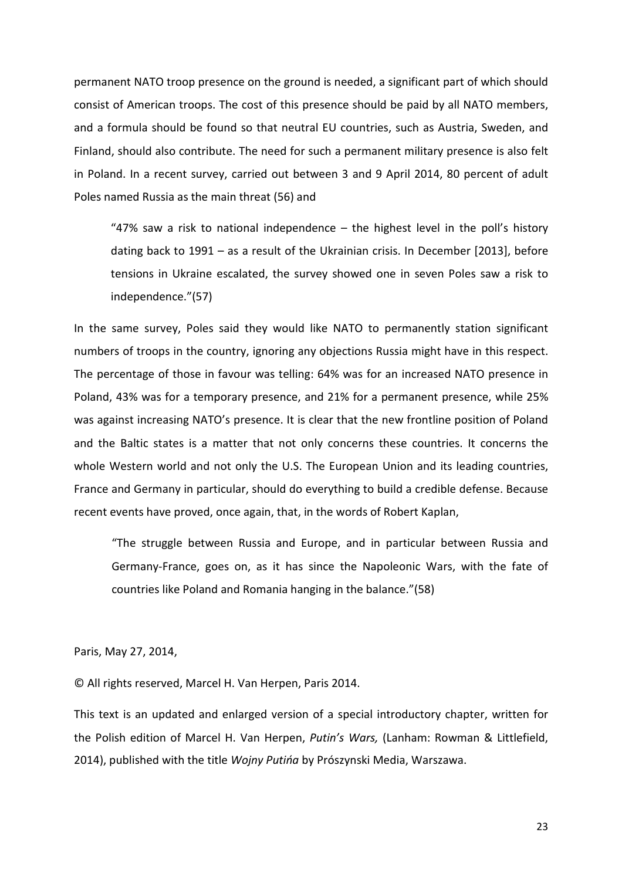permanent NATO troop presence on the ground is needed, a significant part of which should consist of American troops. The cost of this presence should be paid by all NATO members, and a formula should be found so that neutral EU countries, such as Austria, Sweden, and Finland, should also contribute. The need for such a permanent military presence is also felt in Poland. In a recent survey, carried out between 3 and 9 April 2014, 80 percent of adult Poles named Russia as the main threat (56) and

> "47% saw a risk to national independence – the highest level in the poll's history dating back to 1991 – as a result of the Ukrainian crisis. In December [2013], before tensions in Ukraine escalated, the survey showed one in seven Poles saw a risk to independence."(57)

In the same survey, Poles said they would like NATO to permanently station significant numbers of troops in the country, ignoring any objections Russia might have in this respect. The percentage of those in favour was telling: 64% was for an increased NATO presence in Poland, 43% was for a temporary presence, and 21% for a permanent presence, while 25% was against increasing NATO's presence. It is clear that the new frontline position of Poland and the Baltic states is a matter that not only concerns these countries. It concerns the whole Western world and not only the U.S. The European Union and its leading countries, France and Germany in particular, should do everything to build a credible defense. Because recent events have proved, once again, that, in the words of Robert Kaplan,

> "The struggle between Russia and Europe, and in particular between Russia and Germany-France, goes on, as it has since the Napoleonic Wars, with the fate of countries like Poland and Romania hanging in the balance."(58)

Paris, May 27, 2014,

© All rights reserved, Marcel H. Van Herpen, Paris 2014.

This text is an updated and enlarged version of a special introductory chapter, written for the Polish edition of Marcel H. Van Herpen, *Putin's Wars,* (Lanham: Rowman & Littlefield, 2014), published with the title *Wojny Putińa* by Prószynski Media, Warszawa.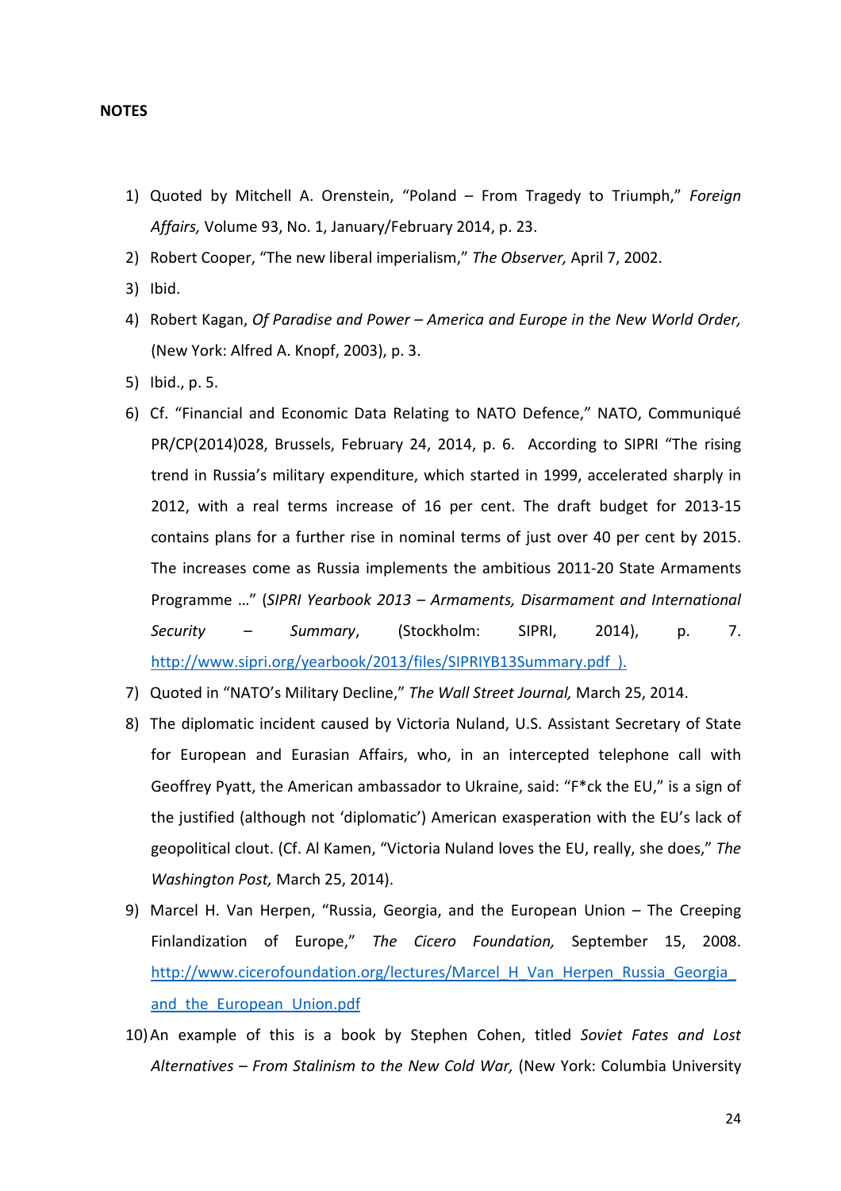**NOTES**

1) Quoted by Mitchell A. Orenstein, "Poland – From Tragedy to Triumph," *Foreign Affairs,* Volume 93, No. 1, January/February 2014, p. 23.
2) Robert Cooper, "The new liberal imperialism," *The Observer,* April 7, 2002.
3) Ibid.
4) Robert Kagan, *Of Paradise and Power – America and Europe in the New World Order,* (New York: Alfred A. Knopf, 2003), p. 3.
5) Ibid., p. 5.
6) Cf. "Financial and Economic Data Relating to NATO Defence," NATO, Communiqué PR/CP(2014)028, Brussels, February 24, 2014, p. 6. According to SIPRI "The rising trend in Russia's military expenditure, which started in 1999, accelerated sharply in 2012, with a real terms increase of 16 per cent. The draft budget for 2013-15 contains plans for a further rise in nominal terms of just over 40 per cent by 2015. The increases come as Russia implements the ambitious 2011-20 State Armaments Programme …" (*SIPRI Yearbook 2013 – Armaments, Disarmament and International Security – Summary*, (Stockholm: SIPRI, 2014), p. 7. http://www.sipri.org/yearbook/2013/files/SIPRIYB13Summary.pdf ).
7) Quoted in "NATO's Military Decline," *The Wall Street Journal,* March 25, 2014.
8) The diplomatic incident caused by Victoria Nuland, U.S. Assistant Secretary of State for European and Eurasian Affairs, who, in an intercepted telephone call with Geoffrey Pyatt, the American ambassador to Ukraine, said: "F*ck the EU," is a sign of the justified (although not 'diplomatic') American exasperation with the EU's lack of geopolitical clout. (Cf. Al Kamen, "Victoria Nuland loves the EU, really, she does," *The Washington Post,* March 25, 2014).
9) Marcel H. Van Herpen, "Russia, Georgia, and the European Union – The Creeping Finlandization of Europe," *The Cicero Foundation,* September 15, 2008. http://www.cicerofoundation.org/lectures/Marcel_H_Van_Herpen_Russia_Georgia_and_the_European_Union.pdf
10) An example of this is a book by Stephen Cohen, titled *Soviet Fates and Lost Alternatives – From Stalinism to the New Cold War,* (New York: Columbia University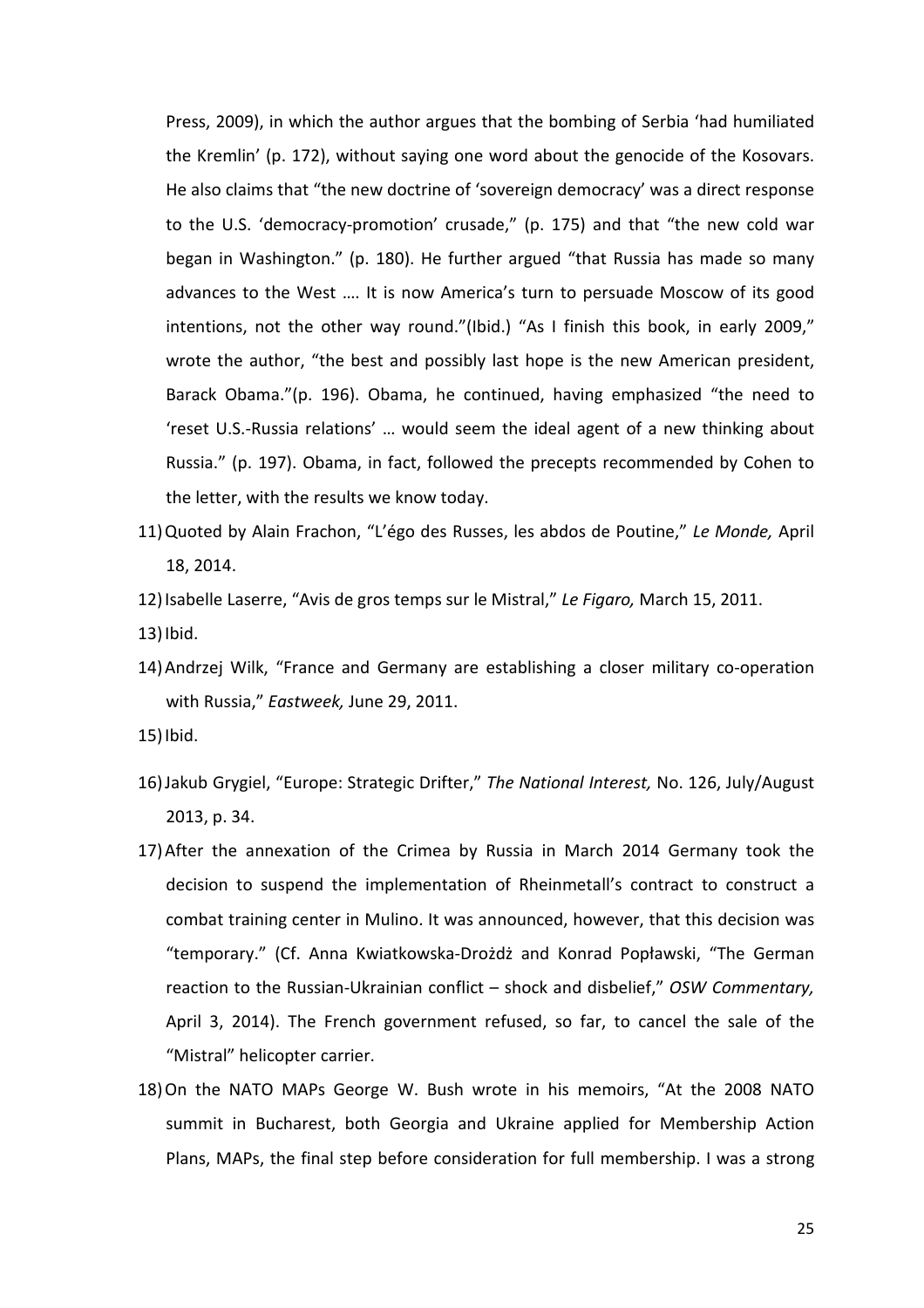Press, 2009), in which the author argues that the bombing of Serbia 'had humiliated the Kremlin' (p. 172), without saying one word about the genocide of the Kosovars. He also claims that "the new doctrine of 'sovereign democracy' was a direct response to the U.S. 'democracy-promotion' crusade," (p. 175) and that "the new cold war began in Washington." (p. 180). He further argued "that Russia has made so many advances to the West …. It is now America's turn to persuade Moscow of its good intentions, not the other way round."(Ibid.) "As I finish this book, in early 2009," wrote the author, "the best and possibly last hope is the new American president, Barack Obama."(p. 196). Obama, he continued, having emphasized "the need to 'reset U.S.-Russia relations' … would seem the ideal agent of a new thinking about Russia." (p. 197). Obama, in fact, followed the precepts recommended by Cohen to the letter, with the results we know today.

11) Quoted by Alain Frachon, "L'égo des Russes, les abdos de Poutine," *Le Monde,* April 18, 2014.

12) Isabelle Laserre, "Avis de gros temps sur le Mistral," *Le Figaro,* March 15, 2011.

13) Ibid.

14) Andrzej Wilk, "France and Germany are establishing a closer military co-operation with Russia," *Eastweek,* June 29, 2011.

15) Ibid.

16) Jakub Grygiel, "Europe: Strategic Drifter," *The National Interest,* No. 126, July/August 2013, p. 34.

17) After the annexation of the Crimea by Russia in March 2014 Germany took the decision to suspend the implementation of Rheinmetall's contract to construct a combat training center in Mulino. It was announced, however, that this decision was "temporary." (Cf. Anna Kwiatkowska-Drożdż and Konrad Popławski, "The German reaction to the Russian-Ukrainian conflict – shock and disbelief," *OSW Commentary,* April 3, 2014). The French government refused, so far, to cancel the sale of the "Mistral" helicopter carrier.

18) On the NATO MAPs George W. Bush wrote in his memoirs, "At the 2008 NATO summit in Bucharest, both Georgia and Ukraine applied for Membership Action Plans, MAPs, the final step before consideration for full membership. I was a strong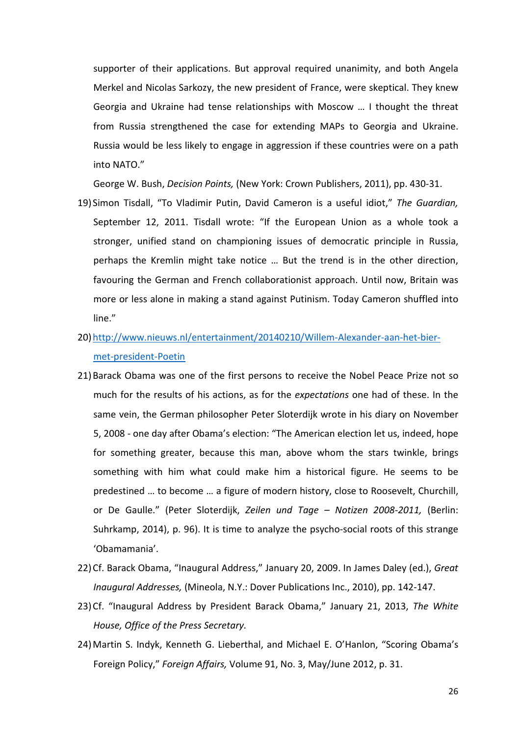supporter of their applications. But approval required unanimity, and both Angela Merkel and Nicolas Sarkozy, the new president of France, were skeptical. They knew Georgia and Ukraine had tense relationships with Moscow … I thought the threat from Russia strengthened the case for extending MAPs to Georgia and Ukraine. Russia would be less likely to engage in aggression if these countries were on a path into NATO."

George W. Bush, *Decision Points,* (New York: Crown Publishers, 2011), pp. 430-31.

19) Simon Tisdall, "To Vladimir Putin, David Cameron is a useful idiot," *The Guardian,* September 12, 2011. Tisdall wrote: "If the European Union as a whole took a stronger, unified stand on championing issues of democratic principle in Russia, perhaps the Kremlin might take notice … But the trend is in the other direction, favouring the German and French collaborationist approach. Until now, Britain was more or less alone in making a stand against Putinism. Today Cameron shuffled into line."

20) http://www.nieuws.nl/entertainment/20140210/Willem-Alexander-aan-het-bier-met-president-Poetin

21) Barack Obama was one of the first persons to receive the Nobel Peace Prize not so much for the results of his actions, as for the *expectations* one had of these. In the same vein, the German philosopher Peter Sloterdijk wrote in his diary on November 5, 2008 - one day after Obama's election: "The American election let us, indeed, hope for something greater, because this man, above whom the stars twinkle, brings something with him what could make him a historical figure. He seems to be predestined … to become … a figure of modern history, close to Roosevelt, Churchill, or De Gaulle." (Peter Sloterdijk, *Zeilen und Tage – Notizen 2008-2011,* (Berlin: Suhrkamp, 2014), p. 96). It is time to analyze the psycho-social roots of this strange 'Obamamania'.

22) Cf. Barack Obama, "Inaugural Address," January 20, 2009. In James Daley (ed.), *Great Inaugural Addresses,* (Mineola, N.Y.: Dover Publications Inc., 2010), pp. 142-147.

23) Cf. "Inaugural Address by President Barack Obama," January 21, 2013, *The White House, Office of the Press Secretary.*

24) Martin S. Indyk, Kenneth G. Lieberthal, and Michael E. O'Hanlon, "Scoring Obama's Foreign Policy," *Foreign Affairs,* Volume 91, No. 3, May/June 2012, p. 31.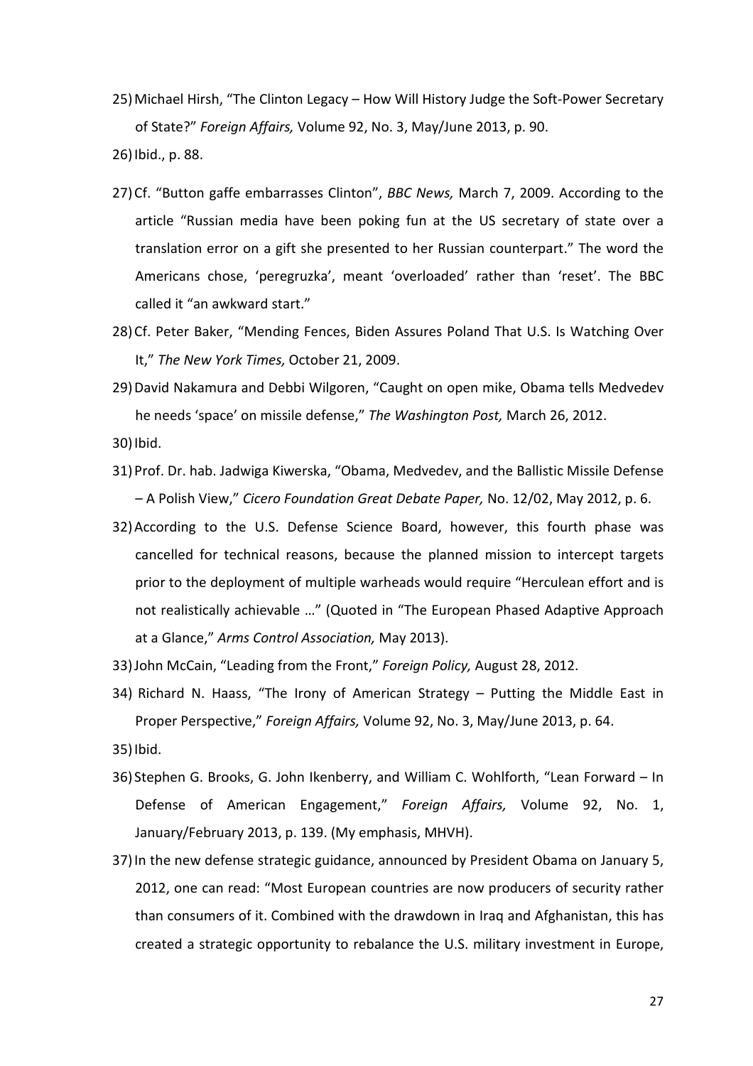25) Michael Hirsh, "The Clinton Legacy – How Will History Judge the Soft-Power Secretary of State?" *Foreign Affairs,* Volume 92, No. 3, May/June 2013, p. 90.

26) Ibid., p. 88.

27) Cf. "Button gaffe embarrasses Clinton", *BBC News,* March 7, 2009. According to the article "Russian media have been poking fun at the US secretary of state over a translation error on a gift she presented to her Russian counterpart." The word the Americans chose, 'peregruzka', meant 'overloaded' rather than 'reset'. The BBC called it "an awkward start."

28) Cf. Peter Baker, "Mending Fences, Biden Assures Poland That U.S. Is Watching Over It," *The New York Times,* October 21, 2009.

29) David Nakamura and Debbi Wilgoren, "Caught on open mike, Obama tells Medvedev he needs 'space' on missile defense," *The Washington Post,* March 26, 2012.

30) Ibid.

31) Prof. Dr. hab. Jadwiga Kiwerska, "Obama, Medvedev, and the Ballistic Missile Defense – A Polish View," *Cicero Foundation Great Debate Paper,* No. 12/02, May 2012, p. 6.

32) According to the U.S. Defense Science Board, however, this fourth phase was cancelled for technical reasons, because the planned mission to intercept targets prior to the deployment of multiple warheads would require "Herculean effort and is not realistically achievable …" (Quoted in "The European Phased Adaptive Approach at a Glance," *Arms Control Association,* May 2013).

33) John McCain, "Leading from the Front," *Foreign Policy,* August 28, 2012.

34) Richard N. Haass, "The Irony of American Strategy – Putting the Middle East in Proper Perspective," *Foreign Affairs,* Volume 92, No. 3, May/June 2013, p. 64.

35) Ibid.

36) Stephen G. Brooks, G. John Ikenberry, and William C. Wohlforth, "Lean Forward – In Defense of American Engagement," *Foreign Affairs,* Volume 92, No. 1, January/February 2013, p. 139. (My emphasis, MHVH).

37) In the new defense strategic guidance, announced by President Obama on January 5, 2012, one can read: "Most European countries are now producers of security rather than consumers of it. Combined with the drawdown in Iraq and Afghanistan, this has created a strategic opportunity to rebalance the U.S. military investment in Europe,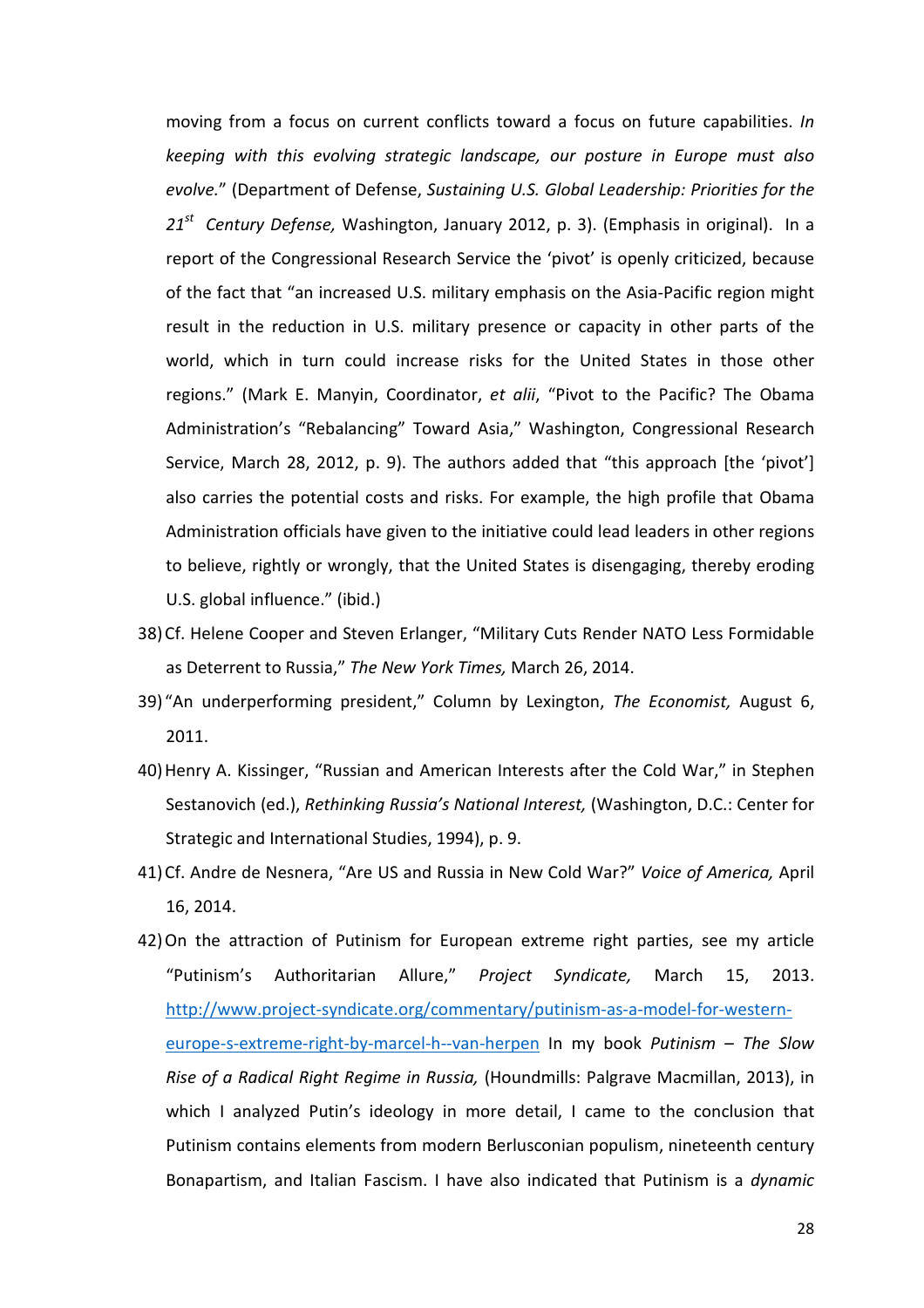moving from a focus on current conflicts toward a focus on future capabilities. *In keeping with this evolving strategic landscape, our posture in Europe must also evolve.*" (Department of Defense, *Sustaining U.S. Global Leadership: Priorities for the 21st Century Defense,* Washington, January 2012, p. 3). (Emphasis in original). In a report of the Congressional Research Service the 'pivot' is openly criticized, because of the fact that "an increased U.S. military emphasis on the Asia-Pacific region might result in the reduction in U.S. military presence or capacity in other parts of the world, which in turn could increase risks for the United States in those other regions." (Mark E. Manyin, Coordinator, *et alii*, "Pivot to the Pacific? The Obama Administration's "Rebalancing" Toward Asia," Washington, Congressional Research Service, March 28, 2012, p. 9). The authors added that "this approach [the 'pivot'] also carries the potential costs and risks. For example, the high profile that Obama Administration officials have given to the initiative could lead leaders in other regions to believe, rightly or wrongly, that the United States is disengaging, thereby eroding U.S. global influence." (ibid.)

38) Cf. Helene Cooper and Steven Erlanger, "Military Cuts Render NATO Less Formidable as Deterrent to Russia," *The New York Times,* March 26, 2014.
39) "An underperforming president," Column by Lexington, *The Economist,* August 6, 2011.
40) Henry A. Kissinger, "Russian and American Interests after the Cold War," in Stephen Sestanovich (ed.), *Rethinking Russia's National Interest,* (Washington, D.C.: Center for Strategic and International Studies, 1994), p. 9.
41) Cf. Andre de Nesnera, "Are US and Russia in New Cold War?" *Voice of America,* April 16, 2014.
42) On the attraction of Putinism for European extreme right parties, see my article "Putinism's Authoritarian Allure," *Project Syndicate,* March 15, 2013. http://www.project-syndicate.org/commentary/putinism-as-a-model-for-western-europe-s-extreme-right-by-marcel-h--van-herpen In my book *Putinism – The Slow Rise of a Radical Right Regime in Russia,* (Houndmills: Palgrave Macmillan, 2013), in which I analyzed Putin's ideology in more detail, I came to the conclusion that Putinism contains elements from modern Berlusconian populism, nineteenth century Bonapartism, and Italian Fascism. I have also indicated that Putinism is a *dynamic*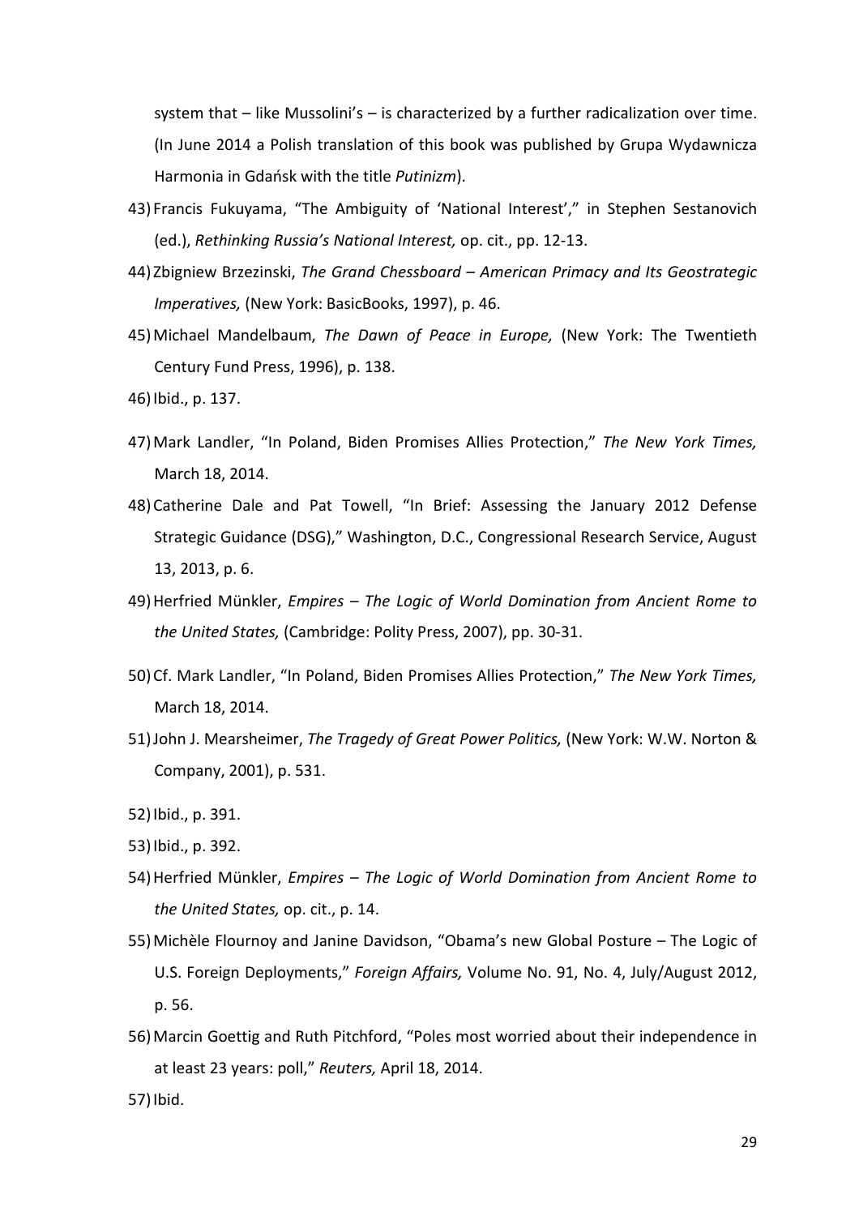system that – like Mussolini's – is characterized by a further radicalization over time. (In June 2014 a Polish translation of this book was published by Grupa Wydawnicza Harmonia in Gdańsk with the title *Putinizm*).

43) Francis Fukuyama, "The Ambiguity of 'National Interest'," in Stephen Sestanovich (ed.), *Rethinking Russia's National Interest,* op. cit., pp. 12-13.

44) Zbigniew Brzezinski, *The Grand Chessboard – American Primacy and Its Geostrategic Imperatives,* (New York: BasicBooks, 1997), p. 46.

45) Michael Mandelbaum, *The Dawn of Peace in Europe,* (New York: The Twentieth Century Fund Press, 1996), p. 138.

46) Ibid., p. 137.

47) Mark Landler, "In Poland, Biden Promises Allies Protection," *The New York Times,* March 18, 2014.

48) Catherine Dale and Pat Towell, "In Brief: Assessing the January 2012 Defense Strategic Guidance (DSG)," Washington, D.C., Congressional Research Service, August 13, 2013, p. 6.

49) Herfried Münkler, *Empires – The Logic of World Domination from Ancient Rome to the United States,* (Cambridge: Polity Press, 2007), pp. 30-31.

50) Cf. Mark Landler, "In Poland, Biden Promises Allies Protection," *The New York Times,* March 18, 2014.

51) John J. Mearsheimer, *The Tragedy of Great Power Politics,* (New York: W.W. Norton & Company, 2001), p. 531.

52) Ibid., p. 391.

53) Ibid., p. 392.

54) Herfried Münkler, *Empires – The Logic of World Domination from Ancient Rome to the United States,* op. cit., p. 14.

55) Michèle Flournoy and Janine Davidson, "Obama's new Global Posture – The Logic of U.S. Foreign Deployments," *Foreign Affairs,* Volume No. 91, No. 4, July/August 2012, p. 56.

56) Marcin Goettig and Ruth Pitchford, "Poles most worried about their independence in at least 23 years: poll," *Reuters,* April 18, 2014.

57) Ibid.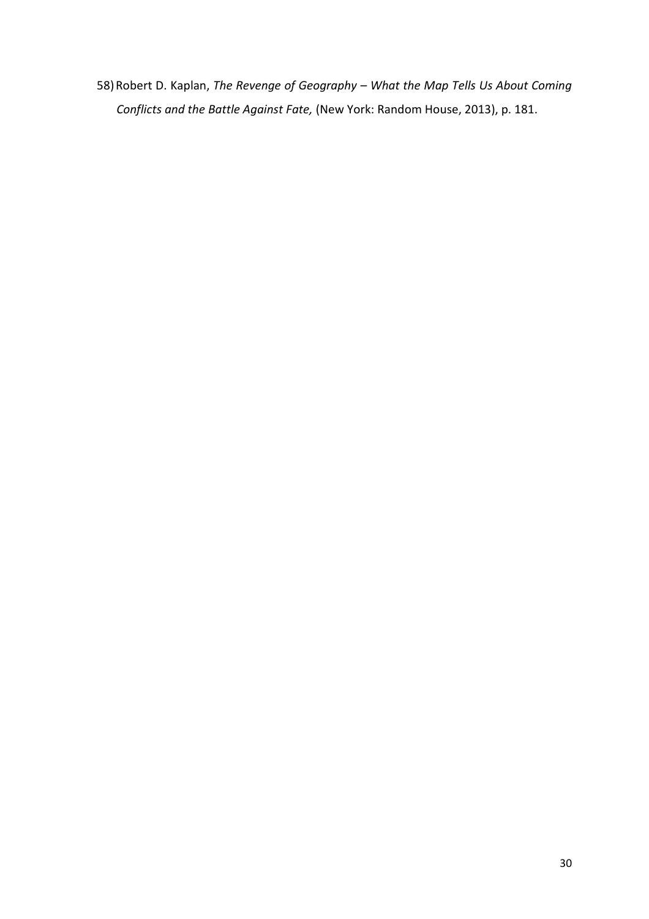58) Robert D. Kaplan, *The Revenge of Geography – What the Map Tells Us About Coming Conflicts and the Battle Against Fate,* (New York: Random House, 2013), p. 181.